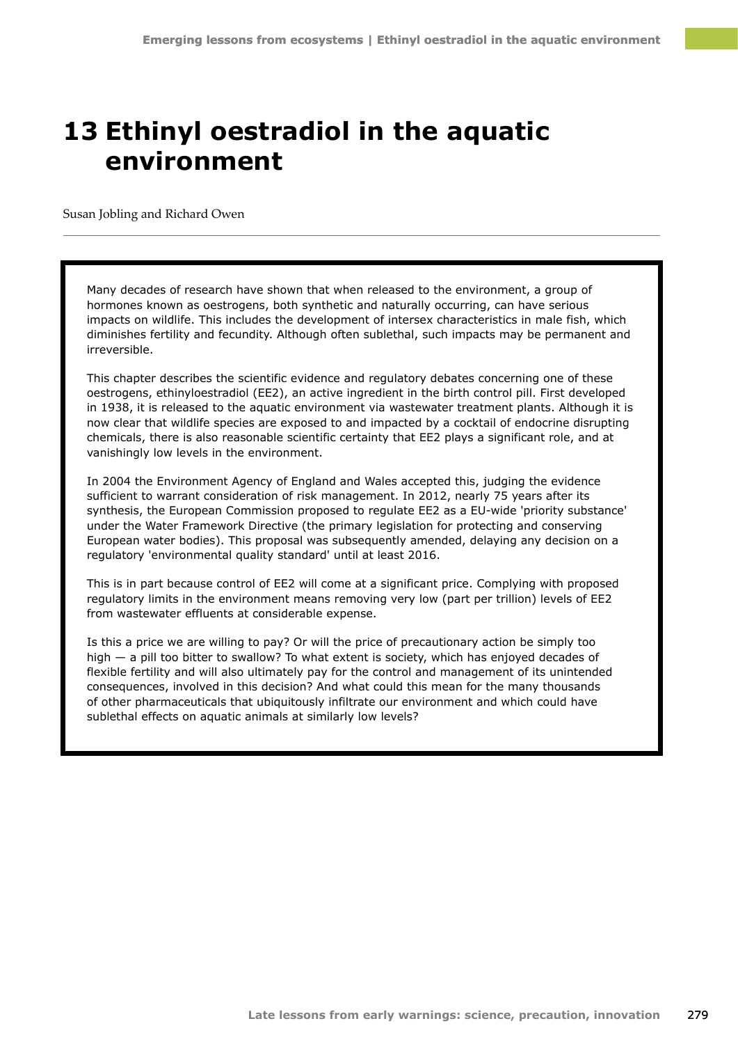# 13 Ethinyl oestradiol in the aquatic environment

Susan Jobling and Richard Owen

---

Many decades of research have shown that when released to the environment, a group of hormones known as oestrogens, both synthetic and naturally occurring, can have serious impacts on wildlife. This includes the development of intersex characteristics in male fish, which diminishes fertility and fecundity. Although often sublethal, such impacts may be permanent and irreversible.

This chapter describes the scientific evidence and regulatory debates concerning one of these oestrogens, ethinyloestradiol (EE2), an active ingredient in the birth control pill. First developed in 1938, it is released to the aquatic environment via wastewater treatment plants. Although it is now clear that wildlife species are exposed to and impacted by a cocktail of endocrine disrupting chemicals, there is also reasonable scientific certainty that EE2 plays a significant role, and at vanishingly low levels in the environment.

In 2004 the Environment Agency of England and Wales accepted this, judging the evidence sufficient to warrant consideration of risk management. In 2012, nearly 75 years after its synthesis, the European Commission proposed to regulate EE2 as a EU-wide 'priority substance' under the Water Framework Directive (the primary legislation for protecting and conserving European water bodies). This proposal was subsequently amended, delaying any decision on a regulatory 'environmental quality standard' until at least 2016.

This is in part because control of EE2 will come at a significant price. Complying with proposed regulatory limits in the environment means removing very low (part per trillion) levels of EE2 from wastewater effluents at considerable expense.

Is this a price we are willing to pay? Or will the price of precautionary action be simply too high — a pill too bitter to swallow? To what extent is society, which has enjoyed decades of flexible fertility and will also ultimately pay for the control and management of its unintended consequences, involved in this decision? And what could this mean for the many thousands of other pharmaceuticals that ubiquitously infiltrate our environment and which could have sublethal effects on aquatic animals at similarly low levels?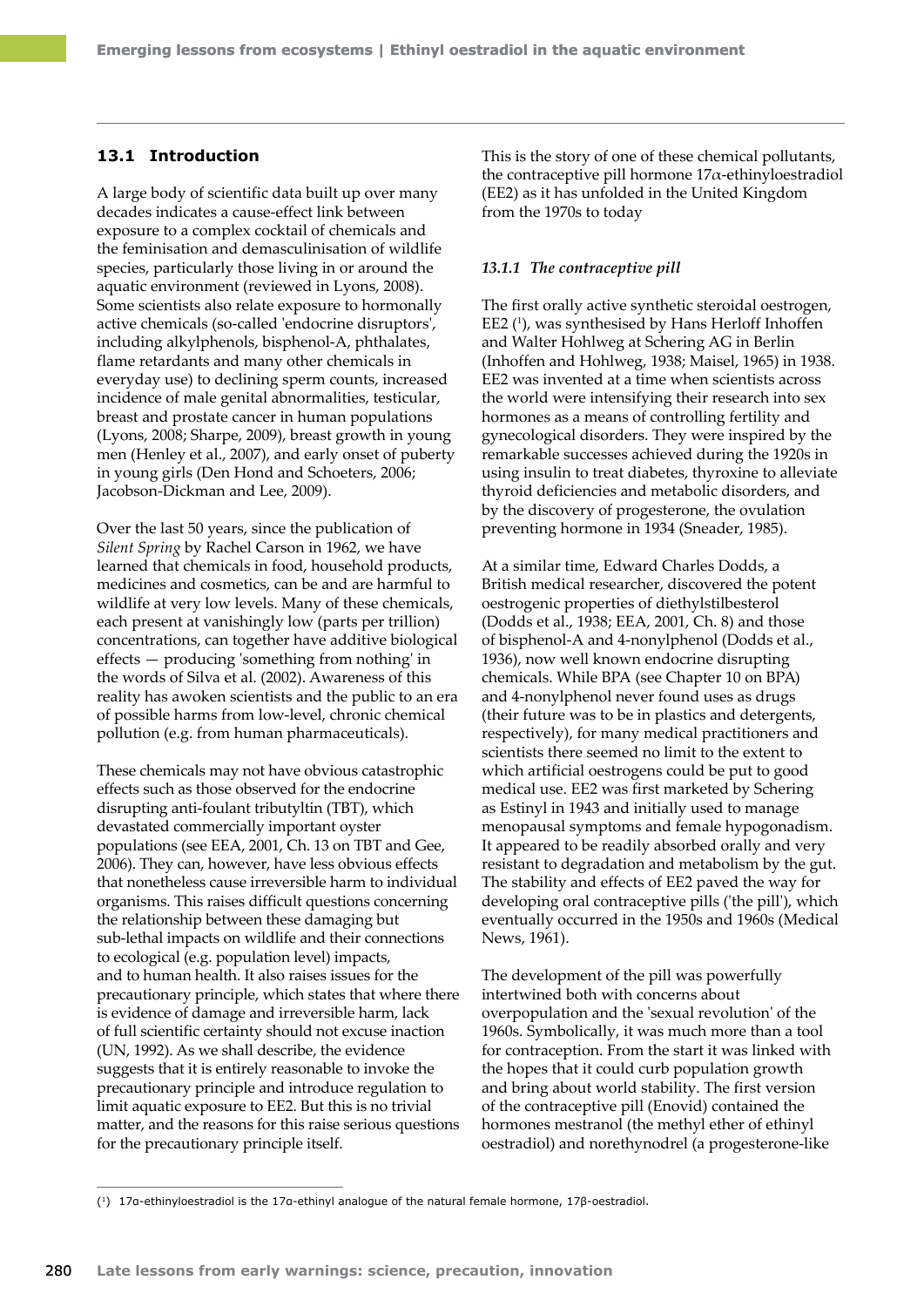## 13.1 Introduction

A large body of scientific data built up over many decades indicates a cause-effect link between exposure to a complex cocktail of chemicals and the feminisation and demasculinisation of wildlife species, particularly those living in or around the aquatic environment (reviewed in Lyons, 2008). Some scientists also relate exposure to hormonally active chemicals (so-called 'endocrine disruptors', including alkylphenols, bisphenol-A, phthalates, flame retardants and many other chemicals in everyday use) to declining sperm counts, increased incidence of male genital abnormalities, testicular, breast and prostate cancer in human populations (Lyons, 2008; Sharpe, 2009), breast growth in young men (Henley et al., 2007), and early onset of puberty in young girls (Den Hond and Schoeters, 2006; Jacobson-Dickman and Lee, 2009).

Over the last 50 years, since the publication of *Silent Spring* by Rachel Carson in 1962, we have learned that chemicals in food, household products, medicines and cosmetics, can be and are harmful to wildlife at very low levels. Many of these chemicals, each present at vanishingly low (parts per trillion) concentrations, can together have additive biological effects — producing 'something from nothing' in the words of Silva et al. (2002). Awareness of this reality has awoken scientists and the public to an era of possible harms from low-level, chronic chemical pollution (e.g. from human pharmaceuticals).

These chemicals may not have obvious catastrophic effects such as those observed for the endocrine disrupting anti-foulant tributyltin (TBT), which devastated commercially important oyster populations (see EEA, 2001, Ch. 13 on TBT and Gee, 2006). They can, however, have less obvious effects that nonetheless cause irreversible harm to individual organisms. This raises difficult questions concerning the relationship between these damaging but sub-lethal impacts on wildlife and their connections to ecological (e.g. population level) impacts, and to human health. It also raises issues for the precautionary principle, which states that where there is evidence of damage and irreversible harm, lack of full scientific certainty should not excuse inaction (UN, 1992). As we shall describe, the evidence suggests that it is entirely reasonable to invoke the precautionary principle and introduce regulation to limit aquatic exposure to EE2. But this is no trivial matter, and the reasons for this raise serious questions for the precautionary principle itself.

This is the story of one of these chemical pollutants, the contraceptive pill hormone 17α-ethinyloestradiol (EE2) as it has unfolded in the United Kingdom from the 1970s to today

### *13.1.1 The contraceptive pill*

The first orally active synthetic steroidal oestrogen, EE2 [1], was synthesised by Hans Herloff Inhoffen and Walter Hohlweg at Schering AG in Berlin (Inhoffen and Hohlweg, 1938; Maisel, 1965) in 1938. EE2 was invented at a time when scientists across the world were intensifying their research into sex hormones as a means of controlling fertility and gynecological disorders. They were inspired by the remarkable successes achieved during the 1920s in using insulin to treat diabetes, thyroxine to alleviate thyroid deficiencies and metabolic disorders, and by the discovery of progesterone, the ovulation preventing hormone in 1934 (Sneader, 1985).

At a similar time, Edward Charles Dodds, a British medical researcher, discovered the potent oestrogenic properties of diethylstilbesterol (Dodds et al., 1938; EEA, 2001, Ch. 8) and those of bisphenol-A and 4-nonylphenol (Dodds et al., 1936), now well known endocrine disrupting chemicals. While BPA (see Chapter 10 on BPA) and 4-nonylphenol never found uses as drugs (their future was to be in plastics and detergents, respectively), for many medical practitioners and scientists there seemed no limit to the extent to which artificial oestrogens could be put to good medical use. EE2 was first marketed by Schering as Estinyl in 1943 and initially used to manage menopausal symptoms and female hypogonadism. It appeared to be readily absorbed orally and very resistant to degradation and metabolism by the gut. The stability and effects of EE2 paved the way for developing oral contraceptive pills ('the pill'), which eventually occurred in the 1950s and 1960s (Medical News, 1961).

The development of the pill was powerfully intertwined both with concerns about overpopulation and the 'sexual revolution' of the 1960s. Symbolically, it was much more than a tool for contraception. From the start it was linked with the hopes that it could curb population growth and bring about world stability. The first version of the contraceptive pill (Enovid) contained the hormones mestranol (the methyl ether of ethinyl oestradiol) and norethynodrel (a progesterone-like

---

[1] 17α-ethinyloestradiol is the 17α-ethinyl analogue of the natural female hormone, 17β-oestradiol.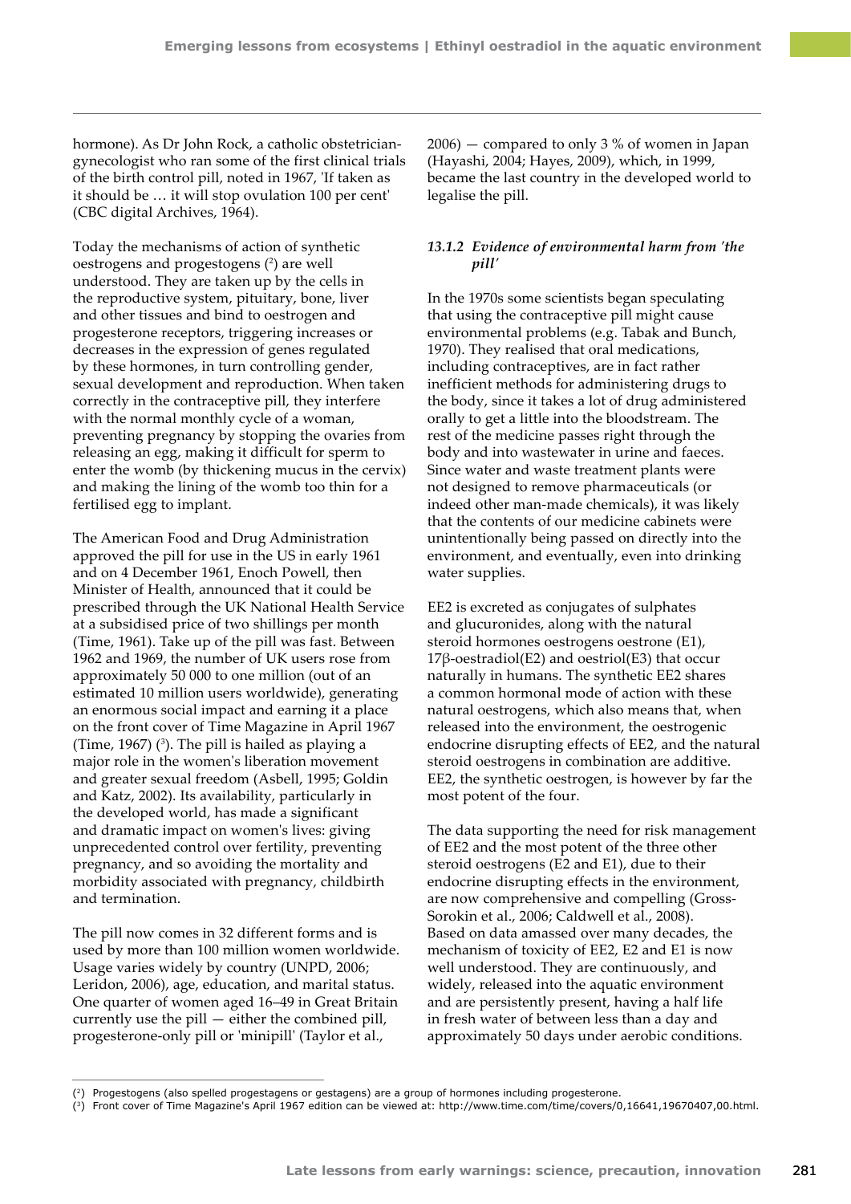hormone). As Dr John Rock, a catholic obstetrician-gynecologist who ran some of the first clinical trials of the birth control pill, noted in 1967, 'If taken as it should be … it will stop ovulation 100 per cent' (CBC digital Archives, 1964).

Today the mechanisms of action of synthetic oestrogens and progestogens [2] are well understood. They are taken up by the cells in the reproductive system, pituitary, bone, liver and other tissues and bind to oestrogen and progesterone receptors, triggering increases or decreases in the expression of genes regulated by these hormones, in turn controlling gender, sexual development and reproduction. When taken correctly in the contraceptive pill, they interfere with the normal monthly cycle of a woman, preventing pregnancy by stopping the ovaries from releasing an egg, making it difficult for sperm to enter the womb (by thickening mucus in the cervix) and making the lining of the womb too thin for a fertilised egg to implant.

The American Food and Drug Administration approved the pill for use in the US in early 1961 and on 4 December 1961, Enoch Powell, then Minister of Health, announced that it could be prescribed through the UK National Health Service at a subsidised price of two shillings per month (Time, 1961). Take up of the pill was fast. Between 1962 and 1969, the number of UK users rose from approximately 50 000 to one million (out of an estimated 10 million users worldwide), generating an enormous social impact and earning it a place on the front cover of Time Magazine in April 1967 (Time, 1967) [3]. The pill is hailed as playing a major role in the women's liberation movement and greater sexual freedom (Asbell, 1995; Goldin and Katz, 2002). Its availability, particularly in the developed world, has made a significant and dramatic impact on women's lives: giving unprecedented control over fertility, preventing pregnancy, and so avoiding the mortality and morbidity associated with pregnancy, childbirth and termination.

The pill now comes in 32 different forms and is used by more than 100 million women worldwide. Usage varies widely by country (UNPD, 2006; Leridon, 2006), age, education, and marital status. One quarter of women aged 16–49 in Great Britain currently use the pill — either the combined pill, progesterone-only pill or 'minipill' (Taylor et al., 2006) — compared to only 3 % of women in Japan (Hayashi, 2004; Hayes, 2009), which, in 1999, became the last country in the developed world to legalise the pill.

### *13.1.2 Evidence of environmental harm from 'the pill'*

In the 1970s some scientists began speculating that using the contraceptive pill might cause environmental problems (e.g. Tabak and Bunch, 1970). They realised that oral medications, including contraceptives, are in fact rather inefficient methods for administering drugs to the body, since it takes a lot of drug administered orally to get a little into the bloodstream. The rest of the medicine passes right through the body and into wastewater in urine and faeces. Since water and waste treatment plants were not designed to remove pharmaceuticals (or indeed other man-made chemicals), it was likely that the contents of our medicine cabinets were unintentionally being passed on directly into the environment, and eventually, even into drinking water supplies.

EE2 is excreted as conjugates of sulphates and glucuronides, along with the natural steroid hormones oestrogens oestrone (E1), 17β-oestradiol(E2) and oestriol(E3) that occur naturally in humans. The synthetic EE2 shares a common hormonal mode of action with these natural oestrogens, which also means that, when released into the environment, the oestrogenic endocrine disrupting effects of EE2, and the natural steroid oestrogens in combination are additive. EE2, the synthetic oestrogen, is however by far the most potent of the four.

The data supporting the need for risk management of EE2 and the most potent of the three other steroid oestrogens (E2 and E1), due to their endocrine disrupting effects in the environment, are now comprehensive and compelling (Gross-Sorokin et al., 2006; Caldwell et al., 2008). Based on data amassed over many decades, the mechanism of toxicity of EE2, E2 and E1 is now well understood. They are continuously, and widely, released into the aquatic environment and are persistently present, having a half life in fresh water of between less than a day and approximately 50 days under aerobic conditions.

---

[2] Progestogens (also spelled progestagens or gestagens) are a group of hormones including progesterone.

[3] Front cover of Time Magazine's April 1967 edition can be viewed at: http://www.time.com/time/covers/0,16641,19670407,00.html.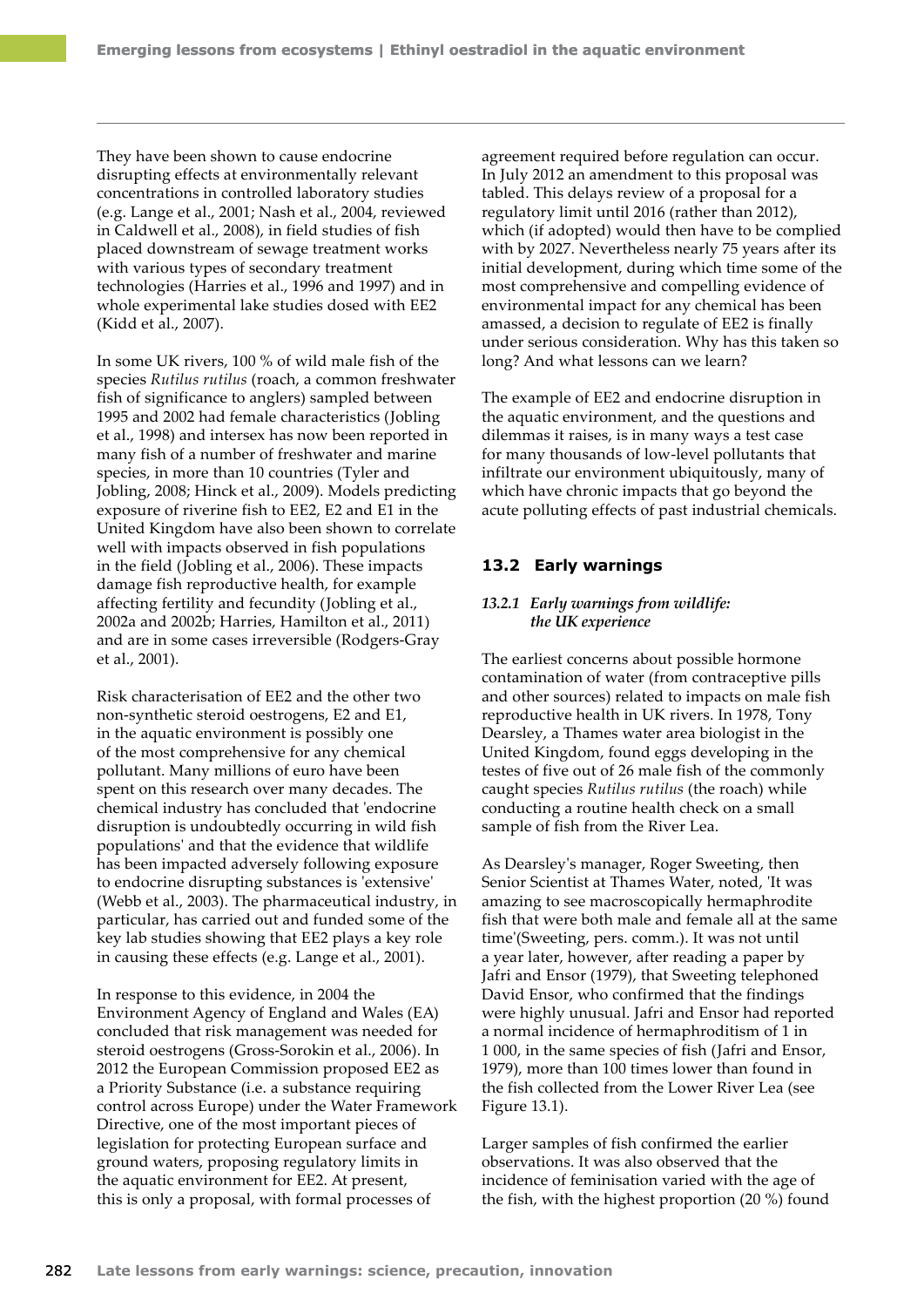They have been shown to cause endocrine disrupting effects at environmentally relevant concentrations in controlled laboratory studies (e.g. Lange et al., 2001; Nash et al., 2004, reviewed in Caldwell et al., 2008), in field studies of fish placed downstream of sewage treatment works with various types of secondary treatment technologies (Harries et al., 1996 and 1997) and in whole experimental lake studies dosed with EE2 (Kidd et al., 2007).

In some UK rivers, 100 % of wild male fish of the species *Rutilus rutilus* (roach, a common freshwater fish of significance to anglers) sampled between 1995 and 2002 had female characteristics (Jobling et al., 1998) and intersex has now been reported in many fish of a number of freshwater and marine species, in more than 10 countries (Tyler and Jobling, 2008; Hinck et al., 2009). Models predicting exposure of riverine fish to EE2, E2 and E1 in the United Kingdom have also been shown to correlate well with impacts observed in fish populations in the field (Jobling et al., 2006). These impacts damage fish reproductive health, for example affecting fertility and fecundity (Jobling et al., 2002a and 2002b; Harries, Hamilton et al., 2011) and are in some cases irreversible (Rodgers-Gray et al., 2001).

Risk characterisation of EE2 and the other two non-synthetic steroid oestrogens, E2 and E1, in the aquatic environment is possibly one of the most comprehensive for any chemical pollutant. Many millions of euro have been spent on this research over many decades. The chemical industry has concluded that 'endocrine disruption is undoubtedly occurring in wild fish populations' and that the evidence that wildlife has been impacted adversely following exposure to endocrine disrupting substances is 'extensive' (Webb et al., 2003). The pharmaceutical industry, in particular, has carried out and funded some of the key lab studies showing that EE2 plays a key role in causing these effects (e.g. Lange et al., 2001).

In response to this evidence, in 2004 the Environment Agency of England and Wales (EA) concluded that risk management was needed for steroid oestrogens (Gross-Sorokin et al., 2006). In 2012 the European Commission proposed EE2 as a Priority Substance (i.e. a substance requiring control across Europe) under the Water Framework Directive, one of the most important pieces of legislation for protecting European surface and ground waters, proposing regulatory limits in the aquatic environment for EE2. At present, this is only a proposal, with formal processes of agreement required before regulation can occur. In July 2012 an amendment to this proposal was tabled. This delays review of a proposal for a regulatory limit until 2016 (rather than 2012), which (if adopted) would then have to be complied with by 2027. Nevertheless nearly 75 years after its initial development, during which time some of the most comprehensive and compelling evidence of environmental impact for any chemical has been amassed, a decision to regulate of EE2 is finally under serious consideration. Why has this taken so long? And what lessons can we learn?

The example of EE2 and endocrine disruption in the aquatic environment, and the questions and dilemmas it raises, is in many ways a test case for many thousands of low-level pollutants that infiltrate our environment ubiquitously, many of which have chronic impacts that go beyond the acute polluting effects of past industrial chemicals.

## 13.2 Early warnings

### *13.2.1 Early warnings from wildlife: the UK experience*

The earliest concerns about possible hormone contamination of water (from contraceptive pills and other sources) related to impacts on male fish reproductive health in UK rivers. In 1978, Tony Dearsley, a Thames water area biologist in the United Kingdom, found eggs developing in the testes of five out of 26 male fish of the commonly caught species *Rutilus rutilus* (the roach) while conducting a routine health check on a small sample of fish from the River Lea.

As Dearsley's manager, Roger Sweeting, then Senior Scientist at Thames Water, noted, 'It was amazing to see macroscopically hermaphrodite fish that were both male and female all at the same time'(Sweeting, pers. comm.). It was not until a year later, however, after reading a paper by Jafri and Ensor (1979), that Sweeting telephoned David Ensor, who confirmed that the findings were highly unusual. Jafri and Ensor had reported a normal incidence of hermaphroditism of 1 in 1 000, in the same species of fish (Jafri and Ensor, 1979), more than 100 times lower than found in the fish collected from the Lower River Lea (see Figure 13.1).

Larger samples of fish confirmed the earlier observations. It was also observed that the incidence of feminisation varied with the age of the fish, with the highest proportion (20 %) found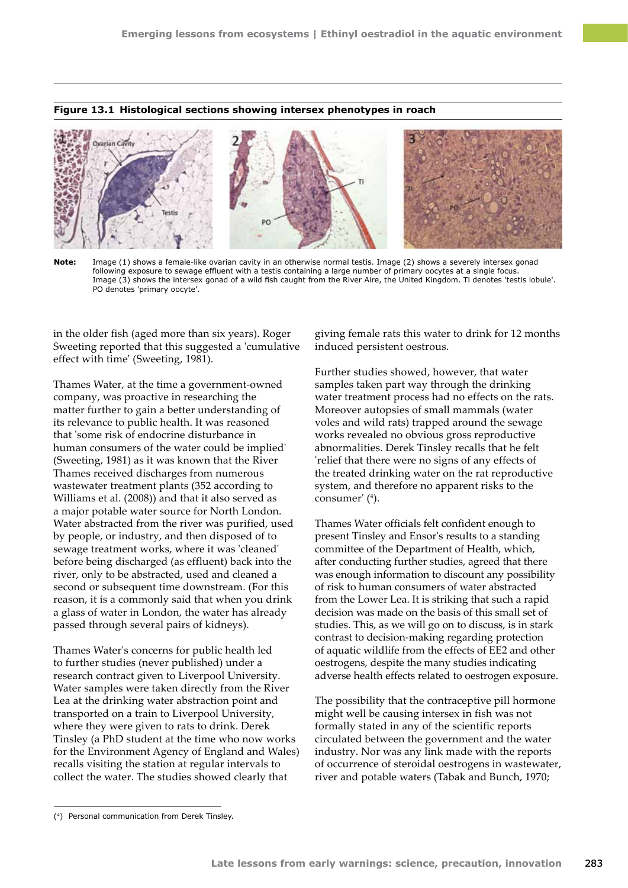**Figure 13.1 Histological sections showing intersex phenotypes in roach**

**Note:** Image (1) shows a female-like ovarian cavity in an otherwise normal testis. Image (2) shows a severely intersex gonad following exposure to sewage effluent with a testis containing a large number of primary oocytes at a single focus. Image (3) shows the intersex gonad of a wild fish caught from the River Aire, the United Kingdom. TI denotes 'testis lobule'. PO denotes 'primary oocyte'.

in the older fish (aged more than six years). Roger Sweeting reported that this suggested a 'cumulative effect with time' (Sweeting, 1981).

Thames Water, at the time a government-owned company, was proactive in researching the matter further to gain a better understanding of its relevance to public health. It was reasoned that 'some risk of endocrine disturbance in human consumers of the water could be implied' (Sweeting, 1981) as it was known that the River Thames received discharges from numerous wastewater treatment plants (352 according to Williams et al. (2008)) and that it also served as a major potable water source for North London. Water abstracted from the river was purified, used by people, or industry, and then disposed of to sewage treatment works, where it was 'cleaned' before being discharged (as effluent) back into the river, only to be abstracted, used and cleaned a second or subsequent time downstream. (For this reason, it is a commonly said that when you drink a glass of water in London, the water has already passed through several pairs of kidneys).

Thames Water's concerns for public health led to further studies (never published) under a research contract given to Liverpool University. Water samples were taken directly from the River Lea at the drinking water abstraction point and transported on a train to Liverpool University, where they were given to rats to drink. Derek Tinsley (a PhD student at the time who now works for the Environment Agency of England and Wales) recalls visiting the station at regular intervals to collect the water. The studies showed clearly that giving female rats this water to drink for 12 months induced persistent oestrous.

Further studies showed, however, that water samples taken part way through the drinking water treatment process had no effects on the rats. Moreover autopsies of small mammals (water voles and wild rats) trapped around the sewage works revealed no obvious gross reproductive abnormalities. Derek Tinsley recalls that he felt 'relief that there were no signs of any effects of the treated drinking water on the rat reproductive system, and therefore no apparent risks to the consumer' ([4]).

Thames Water officials felt confident enough to present Tinsley and Ensor's results to a standing committee of the Department of Health, which, after conducting further studies, agreed that there was enough information to discount any possibility of risk to human consumers of water abstracted from the Lower Lea. It is striking that such a rapid decision was made on the basis of this small set of studies. This, as we will go on to discuss, is in stark contrast to decision-making regarding protection of aquatic wildlife from the effects of EE2 and other oestrogens, despite the many studies indicating adverse health effects related to oestrogen exposure.

The possibility that the contraceptive pill hormone might well be causing intersex in fish was not formally stated in any of the scientific reports circulated between the government and the water industry. Nor was any link made with the reports of occurrence of steroidal oestrogens in wastewater, river and potable waters (Tabak and Bunch, 1970;

([4]) Personal communication from Derek Tinsley.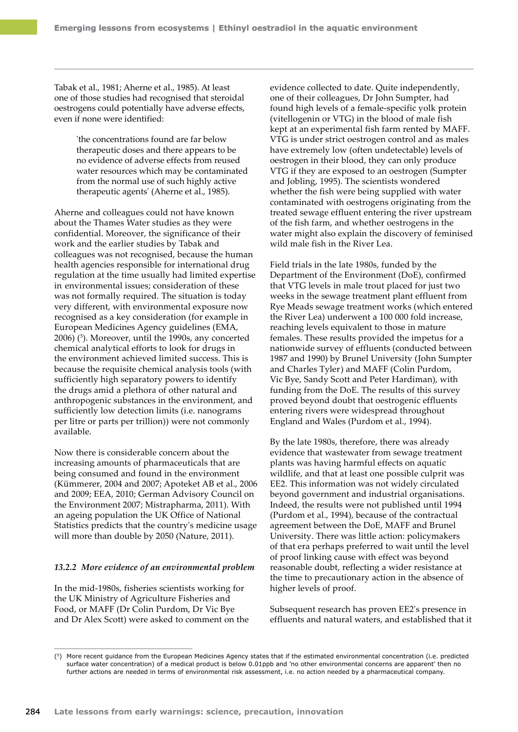Tabak et al., 1981; Aherne et al., 1985). At least one of those studies had recognised that steroidal oestrogens could potentially have adverse effects, even if none were identified:

> 'the concentrations found are far below therapeutic doses and there appears to be no evidence of adverse effects from reused water resources which may be contaminated from the normal use of such highly active therapeutic agents' (Aherne et al., 1985).

Aherne and colleagues could not have known about the Thames Water studies as they were confidential. Moreover, the significance of their work and the earlier studies by Tabak and colleagues was not recognised, because the human health agencies responsible for international drug regulation at the time usually had limited expertise in environmental issues; consideration of these was not formally required. The situation is today very different, with environmental exposure now recognised as a key consideration (for example in European Medicines Agency guidelines (EMA, 2006) ([5]). Moreover, until the 1990s, any concerted chemical analytical efforts to look for drugs in the environment achieved limited success. This is because the requisite chemical analysis tools (with sufficiently high separatory powers to identify the drugs amid a plethora of other natural and anthropogenic substances in the environment, and sufficiently low detection limits (i.e. nanograms per litre or parts per trillion)) were not commonly available.

Now there is considerable concern about the increasing amounts of pharmaceuticals that are being consumed and found in the environment (Kümmerer, 2004 and 2007; Apoteket AB et al., 2006 and 2009; EEA, 2010; German Advisory Council on the Environment 2007; Mistrapharma, 2011). With an ageing population the UK Office of National Statistics predicts that the country's medicine usage will more than double by 2050 (Nature, 2011).

### *13.2.2 More evidence of an environmental problem*

In the mid-1980s, fisheries scientists working for the UK Ministry of Agriculture Fisheries and Food, or MAFF (Dr Colin Purdom, Dr Vic Bye and Dr Alex Scott) were asked to comment on the evidence collected to date. Quite independently, one of their colleagues, Dr John Sumpter, had found high levels of a female-specific yolk protein (vitellogenin or VTG) in the blood of male fish kept at an experimental fish farm rented by MAFF. VTG is under strict oestrogen control and as males have extremely low (often undetectable) levels of oestrogen in their blood, they can only produce VTG if they are exposed to an oestrogen (Sumpter and Jobling, 1995). The scientists wondered whether the fish were being supplied with water contaminated with oestrogens originating from the treated sewage effluent entering the river upstream of the fish farm, and whether oestrogens in the water might also explain the discovery of feminised wild male fish in the River Lea.

Field trials in the late 1980s, funded by the Department of the Environment (DoE), confirmed that VTG levels in male trout placed for just two weeks in the sewage treatment plant effluent from Rye Meads sewage treatment works (which entered the River Lea) underwent a 100 000 fold increase, reaching levels equivalent to those in mature females. These results provided the impetus for a nationwide survey of effluents (conducted between 1987 and 1990) by Brunel University (John Sumpter and Charles Tyler) and MAFF (Colin Purdom, Vic Bye, Sandy Scott and Peter Hardiman), with funding from the DoE. The results of this survey proved beyond doubt that oestrogenic effluents entering rivers were widespread throughout England and Wales (Purdom et al., 1994).

By the late 1980s, therefore, there was already evidence that wastewater from sewage treatment plants was having harmful effects on aquatic wildlife, and that at least one possible culprit was EE2. This information was not widely circulated beyond government and industrial organisations. Indeed, the results were not published until 1994 (Purdom et al., 1994), because of the contractual agreement between the DoE, MAFF and Brunel University. There was little action: policymakers of that era perhaps preferred to wait until the level of proof linking cause with effect was beyond reasonable doubt, reflecting a wider resistance at the time to precautionary action in the absence of higher levels of proof.

Subsequent research has proven EE2's presence in effluents and natural waters, and established that it

---

([5]) More recent guidance from the European Medicines Agency states that if the estimated environmental concentration (i.e. predicted surface water concentration) of a medical product is below 0.01ppb and 'no other environmental concerns are apparent' then no further actions are needed in terms of environmental risk assessment, i.e. no action needed by a pharmaceutical company.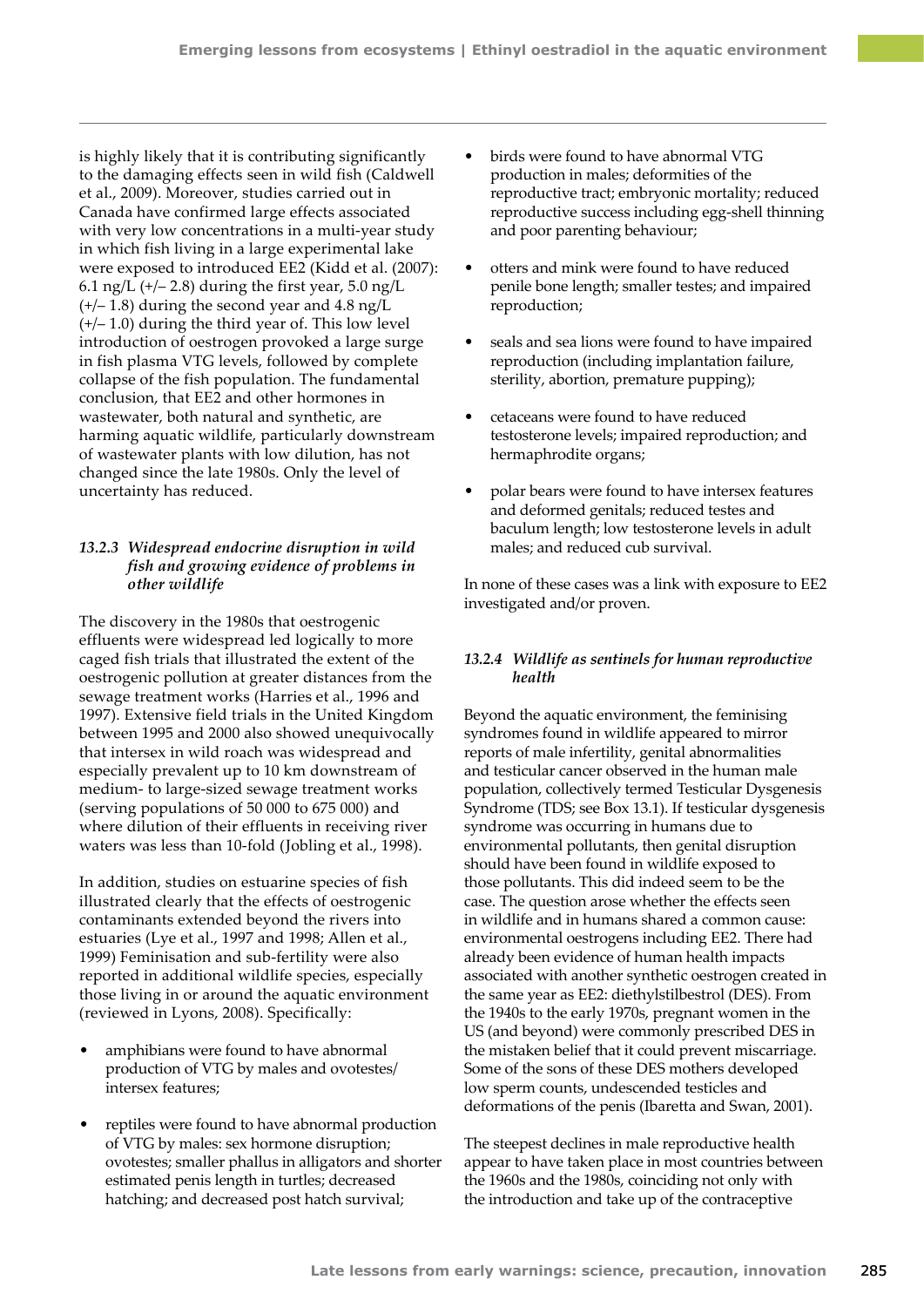is highly likely that it is contributing significantly to the damaging effects seen in wild fish (Caldwell et al., 2009). Moreover, studies carried out in Canada have confirmed large effects associated with very low concentrations in a multi-year study in which fish living in a large experimental lake were exposed to introduced EE2 (Kidd et al. (2007): 6.1 ng/L (+/– 2.8) during the first year, 5.0 ng/L (+/– 1.8) during the second year and 4.8 ng/L (+/– 1.0) during the third year of. This low level introduction of oestrogen provoked a large surge in fish plasma VTG levels, followed by complete collapse of the fish population. The fundamental conclusion, that EE2 and other hormones in wastewater, both natural and synthetic, are harming aquatic wildlife, particularly downstream of wastewater plants with low dilution, has not changed since the late 1980s. Only the level of uncertainty has reduced.

### *13.2.3 Widespread endocrine disruption in wild fish and growing evidence of problems in other wildlife*

The discovery in the 1980s that oestrogenic effluents were widespread led logically to more caged fish trials that illustrated the extent of the oestrogenic pollution at greater distances from the sewage treatment works (Harries et al., 1996 and 1997). Extensive field trials in the United Kingdom between 1995 and 2000 also showed unequivocally that intersex in wild roach was widespread and especially prevalent up to 10 km downstream of medium- to large-sized sewage treatment works (serving populations of 50 000 to 675 000) and where dilution of their effluents in receiving river waters was less than 10-fold (Jobling et al., 1998).

In addition, studies on estuarine species of fish illustrated clearly that the effects of oestrogenic contaminants extended beyond the rivers into estuaries (Lye et al., 1997 and 1998; Allen et al., 1999) Feminisation and sub-fertility were also reported in additional wildlife species, especially those living in or around the aquatic environment (reviewed in Lyons, 2008). Specifically:

- amphibians were found to have abnormal production of VTG by males and ovotestes/intersex features;
- reptiles were found to have abnormal production of VTG by males: sex hormone disruption; ovotestes; smaller phallus in alligators and shorter estimated penis length in turtles; decreased hatching; and decreased post hatch survival;
- birds were found to have abnormal VTG production in males; deformities of the reproductive tract; embryonic mortality; reduced reproductive success including egg-shell thinning and poor parenting behaviour;
- otters and mink were found to have reduced penile bone length; smaller testes; and impaired reproduction;
- seals and sea lions were found to have impaired reproduction (including implantation failure, sterility, abortion, premature pupping);
- cetaceans were found to have reduced testosterone levels; impaired reproduction; and hermaphrodite organs;
- polar bears were found to have intersex features and deformed genitals; reduced testes and baculum length; low testosterone levels in adult males; and reduced cub survival.

In none of these cases was a link with exposure to EE2 investigated and/or proven.

### *13.2.4 Wildlife as sentinels for human reproductive health*

Beyond the aquatic environment, the feminising syndromes found in wildlife appeared to mirror reports of male infertility, genital abnormalities and testicular cancer observed in the human male population, collectively termed Testicular Dysgenesis Syndrome (TDS; see Box 13.1). If testicular dysgenesis syndrome was occurring in humans due to environmental pollutants, then genital disruption should have been found in wildlife exposed to those pollutants. This did indeed seem to be the case. The question arose whether the effects seen in wildlife and in humans shared a common cause: environmental oestrogens including EE2. There had already been evidence of human health impacts associated with another synthetic oestrogen created in the same year as EE2: diethylstilbestrol (DES). From the 1940s to the early 1970s, pregnant women in the US (and beyond) were commonly prescribed DES in the mistaken belief that it could prevent miscarriage. Some of the sons of these DES mothers developed low sperm counts, undescended testicles and deformations of the penis (Ibaretta and Swan, 2001).

The steepest declines in male reproductive health appear to have taken place in most countries between the 1960s and the 1980s, coinciding not only with the introduction and take up of the contraceptive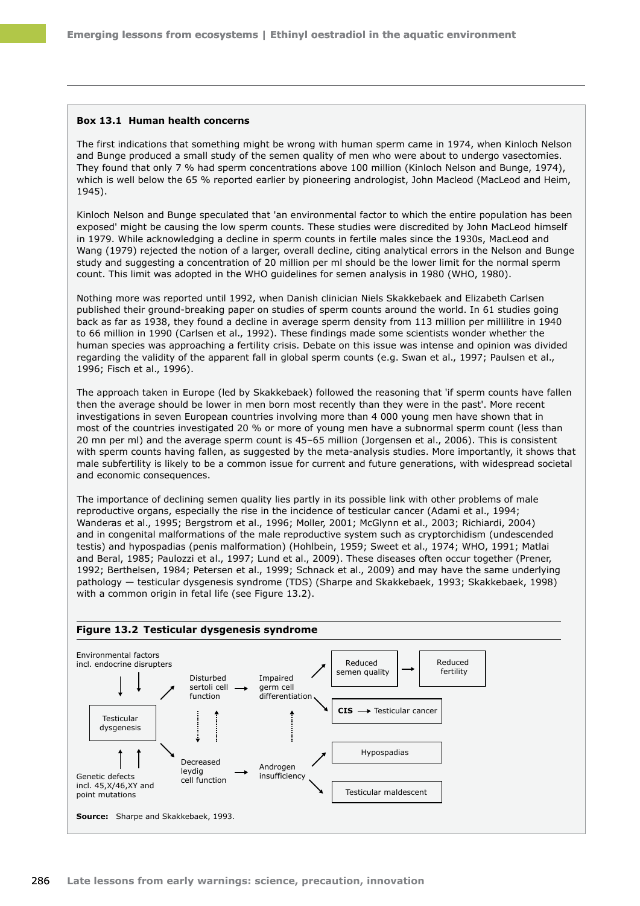### Box 13.1 Human health concerns

The first indications that something might be wrong with human sperm came in 1974, when Kinloch Nelson and Bunge produced a small study of the semen quality of men who were about to undergo vasectomies. They found that only 7 % had sperm concentrations above 100 million (Kinloch Nelson and Bunge, 1974), which is well below the 65 % reported earlier by pioneering andrologist, John Macleod (MacLeod and Heim, 1945).

Kinloch Nelson and Bunge speculated that 'an environmental factor to which the entire population has been exposed' might be causing the low sperm counts. These studies were discredited by John MacLeod himself in 1979. While acknowledging a decline in sperm counts in fertile males since the 1930s, MacLeod and Wang (1979) rejected the notion of a larger, overall decline, citing analytical errors in the Nelson and Bunge study and suggesting a concentration of 20 million per ml should be the lower limit for the normal sperm count. This limit was adopted in the WHO guidelines for semen analysis in 1980 (WHO, 1980).

Nothing more was reported until 1992, when Danish clinician Niels Skakkebaek and Elizabeth Carlsen published their ground-breaking paper on studies of sperm counts around the world. In 61 studies going back as far as 1938, they found a decline in average sperm density from 113 million per millilitre in 1940 to 66 million in 1990 (Carlsen et al., 1992). These findings made some scientists wonder whether the human species was approaching a fertility crisis. Debate on this issue was intense and opinion was divided regarding the validity of the apparent fall in global sperm counts (e.g. Swan et al., 1997; Paulsen et al., 1996; Fisch et al., 1996).

The approach taken in Europe (led by Skakkebaek) followed the reasoning that 'if sperm counts have fallen then the average should be lower in men born most recently than they were in the past'. More recent investigations in seven European countries involving more than 4 000 young men have shown that in most of the countries investigated 20 % or more of young men have a subnormal sperm count (less than 20 mn per ml) and the average sperm count is 45–65 million (Jorgensen et al., 2006). This is consistent with sperm counts having fallen, as suggested by the meta-analysis studies. More importantly, it shows that male subfertility is likely to be a common issue for current and future generations, with widespread societal and economic consequences.

The importance of declining semen quality lies partly in its possible link with other problems of male reproductive organs, especially the rise in the incidence of testicular cancer (Adami et al., 1994; Wanderas et al., 1995; Bergstrom et al., 1996; Moller, 2001; McGlynn et al., 2003; Richiardi, 2004) and in congenital malformations of the male reproductive system such as cryptorchidism (undescended testis) and hypospadias (penis malformation) (Hohlbein, 1959; Sweet et al., 1974; WHO, 1991; Matlai and Beral, 1985; Paulozzi et al., 1997; Lund et al., 2009). These diseases often occur together (Prener, 1992; Berthelsen, 1984; Petersen et al., 1999; Schnack et al., 2009) and may have the same underlying pathology — testicular dysgenesis syndrome (TDS) (Sharpe and Skakkebaek, 1993; Skakkebaek, 1998) with a common origin in fetal life (see Figure 13.2).

**Figure 13.2 Testicular dysgenesis syndrome**

Environmental factors incl. endocrine disrupters → Testicular dysgenesis ← Genetic defects incl. 45,X/46,XY and point mutations

Testicular dysgenesis → Disturbed sertoli cell function → Impaired germ cell differentiation → Reduced semen quality → Reduced fertility; Impaired germ cell differentiation → CIS → Testicular cancer

Testicular dysgenesis → Decreased leydig cell function → Androgen insufficiency → Hypospadias; Androgen insufficiency → Testicular maldescent

**Source:** Sharpe and Skakkebaek, 1993.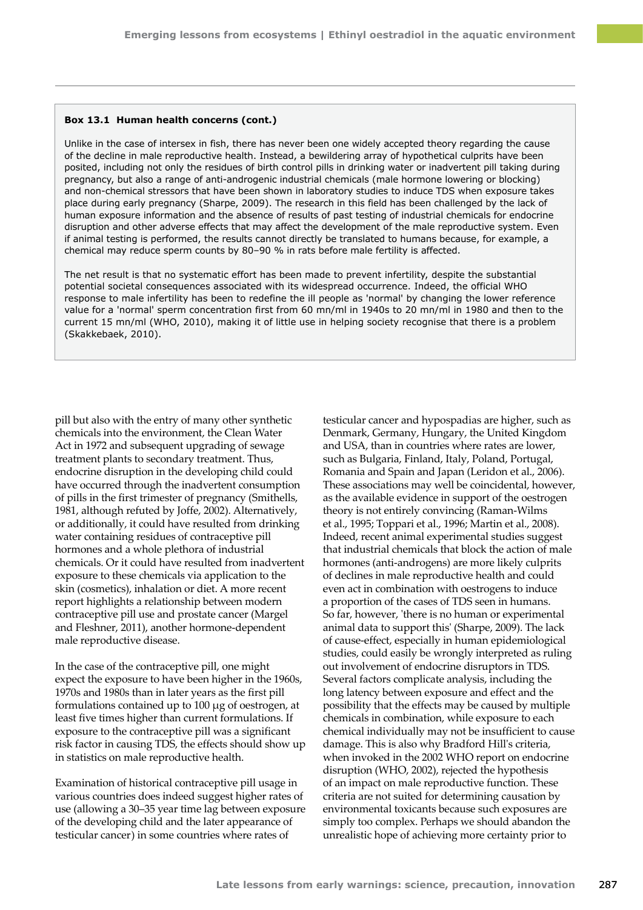**Box 13.1 Human health concerns (cont.)**

Unlike in the case of intersex in fish, there has never been one widely accepted theory regarding the cause of the decline in male reproductive health. Instead, a bewildering array of hypothetical culprits have been posited, including not only the residues of birth control pills in drinking water or inadvertent pill taking during pregnancy, but also a range of anti-androgenic industrial chemicals (male hormone lowering or blocking) and non-chemical stressors that have been shown in laboratory studies to induce TDS when exposure takes place during early pregnancy (Sharpe, 2009). The research in this field has been challenged by the lack of human exposure information and the absence of results of past testing of industrial chemicals for endocrine disruption and other adverse effects that may affect the development of the male reproductive system. Even if animal testing is performed, the results cannot directly be translated to humans because, for example, a chemical may reduce sperm counts by 80–90 % in rats before male fertility is affected.

The net result is that no systematic effort has been made to prevent infertility, despite the substantial potential societal consequences associated with its widespread occurrence. Indeed, the official WHO response to male infertility has been to redefine the ill people as 'normal' by changing the lower reference value for a 'normal' sperm concentration first from 60 mn/ml in 1940s to 20 mn/ml in 1980 and then to the current 15 mn/ml (WHO, 2010), making it of little use in helping society recognise that there is a problem (Skakkebaek, 2010).

pill but also with the entry of many other synthetic chemicals into the environment, the Clean Water Act in 1972 and subsequent upgrading of sewage treatment plants to secondary treatment. Thus, endocrine disruption in the developing child could have occurred through the inadvertent consumption of pills in the first trimester of pregnancy (Smithells, 1981, although refuted by Joffe, 2002). Alternatively, or additionally, it could have resulted from drinking water containing residues of contraceptive pill hormones and a whole plethora of industrial chemicals. Or it could have resulted from inadvertent exposure to these chemicals via application to the skin (cosmetics), inhalation or diet. A more recent report highlights a relationship between modern contraceptive pill use and prostate cancer (Margel and Fleshner, 2011), another hormone-dependent male reproductive disease.

In the case of the contraceptive pill, one might expect the exposure to have been higher in the 1960s, 1970s and 1980s than in later years as the first pill formulations contained up to 100 µg of oestrogen, at least five times higher than current formulations. If exposure to the contraceptive pill was a significant risk factor in causing TDS, the effects should show up in statistics on male reproductive health.

Examination of historical contraceptive pill usage in various countries does indeed suggest higher rates of use (allowing a 30–35 year time lag between exposure of the developing child and the later appearance of testicular cancer) in some countries where rates of testicular cancer and hypospadias are higher, such as Denmark, Germany, Hungary, the United Kingdom and USA, than in countries where rates are lower, such as Bulgaria, Finland, Italy, Poland, Portugal, Romania and Spain and Japan (Leridon et al., 2006). These associations may well be coincidental, however, as the available evidence in support of the oestrogen theory is not entirely convincing (Raman-Wilms et al., 1995; Toppari et al., 1996; Martin et al., 2008). Indeed, recent animal experimental studies suggest that industrial chemicals that block the action of male hormones (anti-androgens) are more likely culprits of declines in male reproductive health and could even act in combination with oestrogens to induce a proportion of the cases of TDS seen in humans. So far, however, 'there is no human or experimental animal data to support this' (Sharpe, 2009). The lack of cause-effect, especially in human epidemiological studies, could easily be wrongly interpreted as ruling out involvement of endocrine disruptors in TDS. Several factors complicate analysis, including the long latency between exposure and effect and the possibility that the effects may be caused by multiple chemicals in combination, while exposure to each chemical individually may not be insufficient to cause damage. This is also why Bradford Hill's criteria, when invoked in the 2002 WHO report on endocrine disruption (WHO, 2002), rejected the hypothesis of an impact on male reproductive function. These criteria are not suited for determining causation by environmental toxicants because such exposures are simply too complex. Perhaps we should abandon the unrealistic hope of achieving more certainty prior to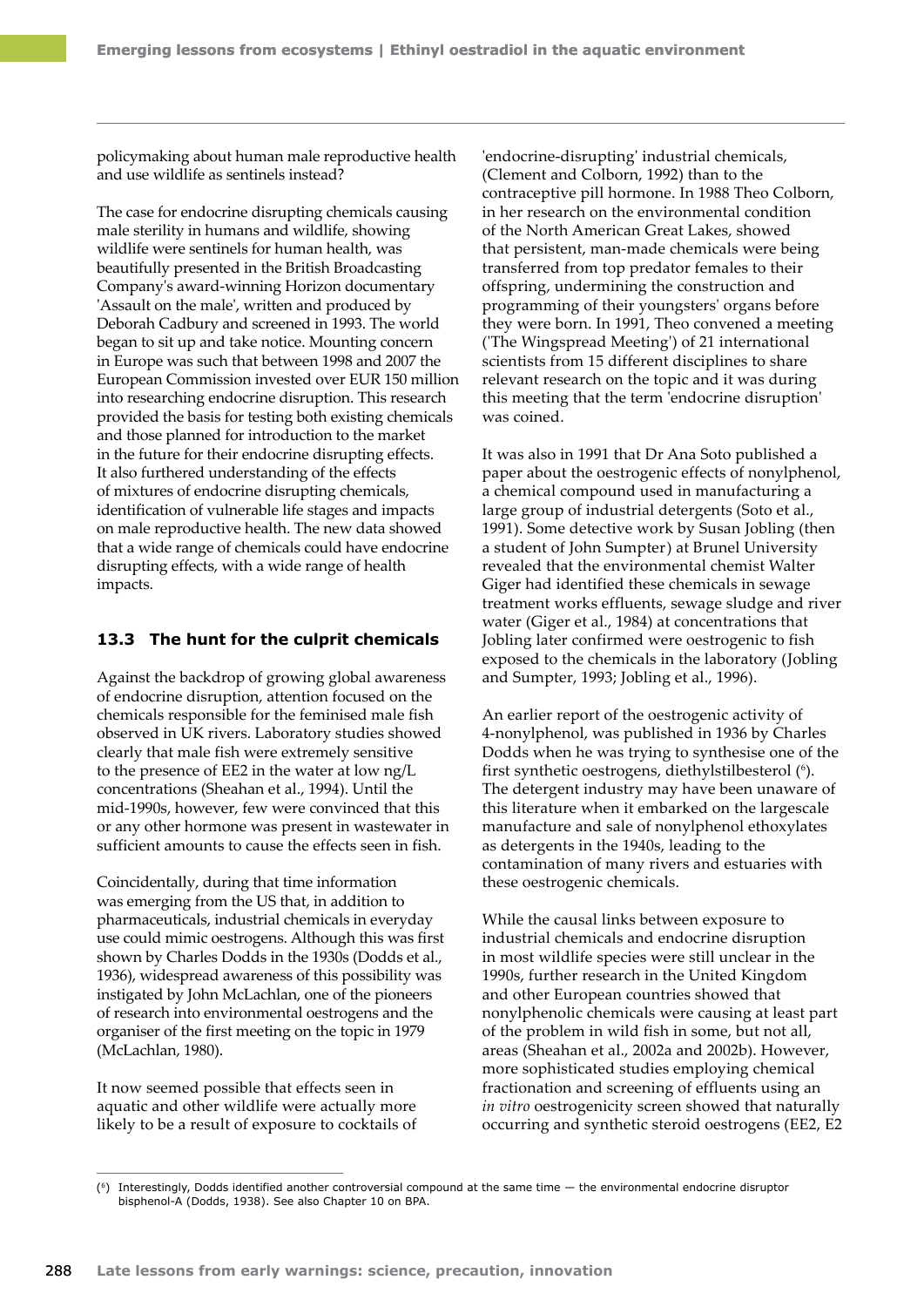policymaking about human male reproductive health and use wildlife as sentinels instead?

The case for endocrine disrupting chemicals causing male sterility in humans and wildlife, showing wildlife were sentinels for human health, was beautifully presented in the British Broadcasting Company's award-winning Horizon documentary 'Assault on the male', written and produced by Deborah Cadbury and screened in 1993. The world began to sit up and take notice. Mounting concern in Europe was such that between 1998 and 2007 the European Commission invested over EUR 150 million into researching endocrine disruption. This research provided the basis for testing both existing chemicals and those planned for introduction to the market in the future for their endocrine disrupting effects. It also furthered understanding of the effects of mixtures of endocrine disrupting chemicals, identification of vulnerable life stages and impacts on male reproductive health. The new data showed that a wide range of chemicals could have endocrine disrupting effects, with a wide range of health impacts.

## 13.3 The hunt for the culprit chemicals

Against the backdrop of growing global awareness of endocrine disruption, attention focused on the chemicals responsible for the feminised male fish observed in UK rivers. Laboratory studies showed clearly that male fish were extremely sensitive to the presence of EE2 in the water at low ng/L concentrations (Sheahan et al., 1994). Until the mid-1990s, however, few were convinced that this or any other hormone was present in wastewater in sufficient amounts to cause the effects seen in fish.

Coincidentally, during that time information was emerging from the US that, in addition to pharmaceuticals, industrial chemicals in everyday use could mimic oestrogens. Although this was first shown by Charles Dodds in the 1930s (Dodds et al., 1936), widespread awareness of this possibility was instigated by John McLachlan, one of the pioneers of research into environmental oestrogens and the organiser of the first meeting on the topic in 1979 (McLachlan, 1980).

It now seemed possible that effects seen in aquatic and other wildlife were actually more likely to be a result of exposure to cocktails of 'endocrine-disrupting' industrial chemicals, (Clement and Colborn, 1992) than to the contraceptive pill hormone. In 1988 Theo Colborn, in her research on the environmental condition of the North American Great Lakes, showed that persistent, man-made chemicals were being transferred from top predator females to their offspring, undermining the construction and programming of their youngsters' organs before they were born. In 1991, Theo convened a meeting ('The Wingspread Meeting') of 21 international scientists from 15 different disciplines to share relevant research on the topic and it was during this meeting that the term 'endocrine disruption' was coined.

It was also in 1991 that Dr Ana Soto published a paper about the oestrogenic effects of nonylphenol, a chemical compound used in manufacturing a large group of industrial detergents (Soto et al., 1991). Some detective work by Susan Jobling (then a student of John Sumpter) at Brunel University revealed that the environmental chemist Walter Giger had identified these chemicals in sewage treatment works effluents, sewage sludge and river water (Giger et al., 1984) at concentrations that Jobling later confirmed were oestrogenic to fish exposed to the chemicals in the laboratory (Jobling and Sumpter, 1993; Jobling et al., 1996).

An earlier report of the oestrogenic activity of 4-nonylphenol, was published in 1936 by Charles Dodds when he was trying to synthesise one of the first synthetic oestrogens, diethylstilbesterol [6]. The detergent industry may have been unaware of this literature when it embarked on the largescale manufacture and sale of nonylphenol ethoxylates as detergents in the 1940s, leading to the contamination of many rivers and estuaries with these oestrogenic chemicals.

While the causal links between exposure to industrial chemicals and endocrine disruption in most wildlife species were still unclear in the 1990s, further research in the United Kingdom and other European countries showed that nonylphenolic chemicals were causing at least part of the problem in wild fish in some, but not all, areas (Sheahan et al., 2002a and 2002b). However, more sophisticated studies employing chemical fractionation and screening of effluents using an *in vitro* oestrogenicity screen showed that naturally occurring and synthetic steroid oestrogens (EE2, E2

[6] Interestingly, Dodds identified another controversial compound at the same time — the environmental endocrine disruptor bisphenol-A (Dodds, 1938). See also Chapter 10 on BPA.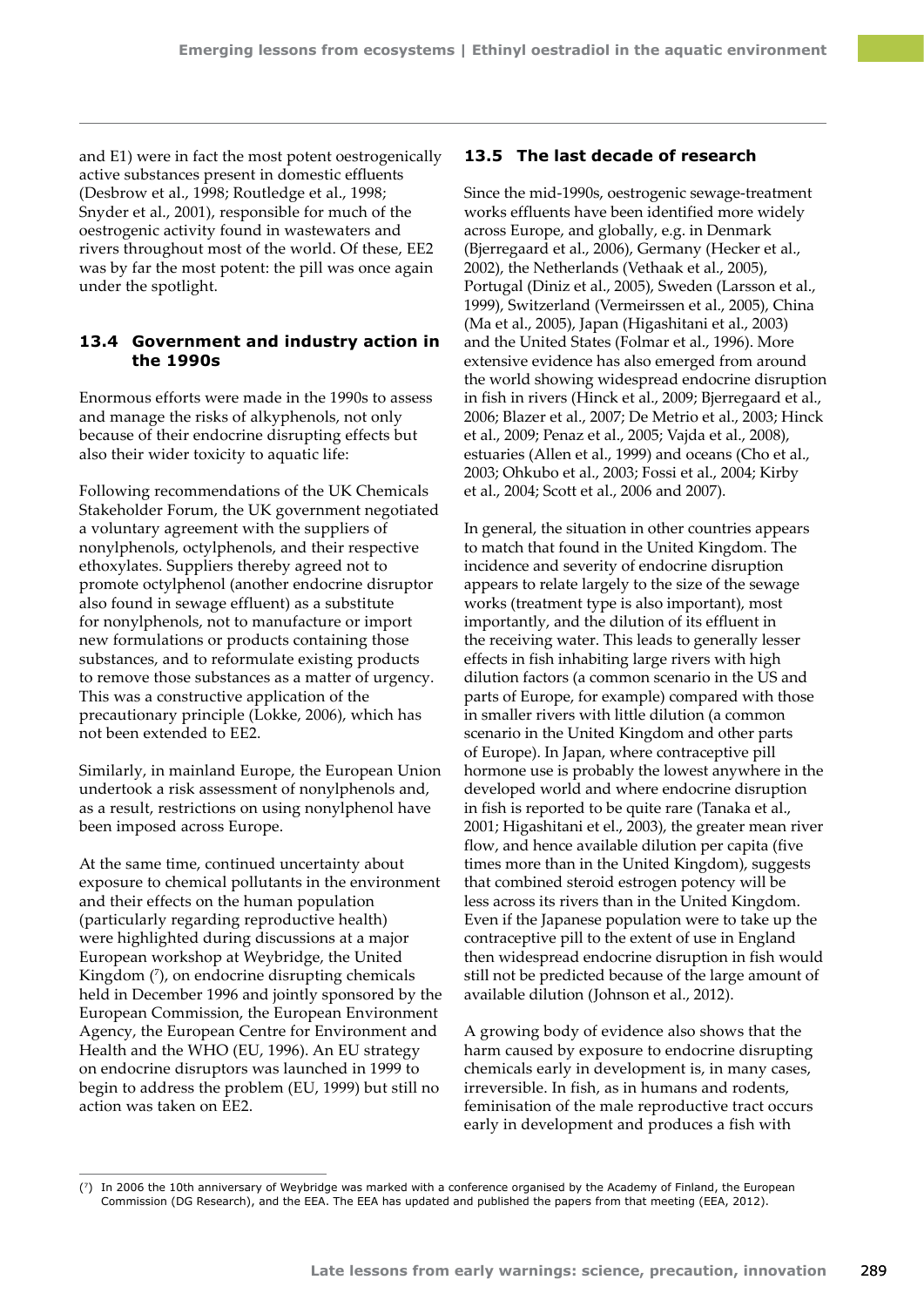and E1) were in fact the most potent oestrogenically active substances present in domestic effluents (Desbrow et al., 1998; Routledge et al., 1998; Snyder et al., 2001), responsible for much of the oestrogenic activity found in wastewaters and rivers throughout most of the world. Of these, EE2 was by far the most potent: the pill was once again under the spotlight.

### 13.4 Government and industry action in the 1990s

Enormous efforts were made in the 1990s to assess and manage the risks of alkyphenols, not only because of their endocrine disrupting effects but also their wider toxicity to aquatic life:

Following recommendations of the UK Chemicals Stakeholder Forum, the UK government negotiated a voluntary agreement with the suppliers of nonylphenols, octylphenols, and their respective ethoxylates. Suppliers thereby agreed not to promote octylphenol (another endocrine disruptor also found in sewage effluent) as a substitute for nonylphenols, not to manufacture or import new formulations or products containing those substances, and to reformulate existing products to remove those substances as a matter of urgency. This was a constructive application of the precautionary principle (Lokke, 2006), which has not been extended to EE2.

Similarly, in mainland Europe, the European Union undertook a risk assessment of nonylphenols and, as a result, restrictions on using nonylphenol have been imposed across Europe.

At the same time, continued uncertainty about exposure to chemical pollutants in the environment and their effects on the human population (particularly regarding reproductive health) were highlighted during discussions at a major European workshop at Weybridge, the United Kingdom ([7]), on endocrine disrupting chemicals held in December 1996 and jointly sponsored by the European Commission, the European Environment Agency, the European Centre for Environment and Health and the WHO (EU, 1996). An EU strategy on endocrine disruptors was launched in 1999 to begin to address the problem (EU, 1999) but still no action was taken on EE2.

### 13.5 The last decade of research

Since the mid-1990s, oestrogenic sewage-treatment works effluents have been identified more widely across Europe, and globally, e.g. in Denmark (Bjerregaard et al., 2006), Germany (Hecker et al., 2002), the Netherlands (Vethaak et al., 2005), Portugal (Diniz et al., 2005), Sweden (Larsson et al., 1999), Switzerland (Vermeirssen et al., 2005), China (Ma et al., 2005), Japan (Higashitani et al., 2003) and the United States (Folmar et al., 1996). More extensive evidence has also emerged from around the world showing widespread endocrine disruption in fish in rivers (Hinck et al., 2009; Bjerregaard et al., 2006; Blazer et al., 2007; De Metrio et al., 2003; Hinck et al., 2009; Penaz et al., 2005; Vajda et al., 2008), estuaries (Allen et al., 1999) and oceans (Cho et al., 2003; Ohkubo et al., 2003; Fossi et al., 2004; Kirby et al., 2004; Scott et al., 2006 and 2007).

In general, the situation in other countries appears to match that found in the United Kingdom. The incidence and severity of endocrine disruption appears to relate largely to the size of the sewage works (treatment type is also important), most importantly, and the dilution of its effluent in the receiving water. This leads to generally lesser effects in fish inhabiting large rivers with high dilution factors (a common scenario in the US and parts of Europe, for example) compared with those in smaller rivers with little dilution (a common scenario in the United Kingdom and other parts of Europe). In Japan, where contraceptive pill hormone use is probably the lowest anywhere in the developed world and where endocrine disruption in fish is reported to be quite rare (Tanaka et al., 2001; Higashitani et el., 2003), the greater mean river flow, and hence available dilution per capita (five times more than in the United Kingdom), suggests that combined steroid estrogen potency will be less across its rivers than in the United Kingdom. Even if the Japanese population were to take up the contraceptive pill to the extent of use in England then widespread endocrine disruption in fish would still not be predicted because of the large amount of available dilution (Johnson et al., 2012).

A growing body of evidence also shows that the harm caused by exposure to endocrine disrupting chemicals early in development is, in many cases, irreversible. In fish, as in humans and rodents, feminisation of the male reproductive tract occurs early in development and produces a fish with

---

([7]) In 2006 the 10th anniversary of Weybridge was marked with a conference organised by the Academy of Finland, the European Commission (DG Research), and the EEA. The EEA has updated and published the papers from that meeting (EEA, 2012).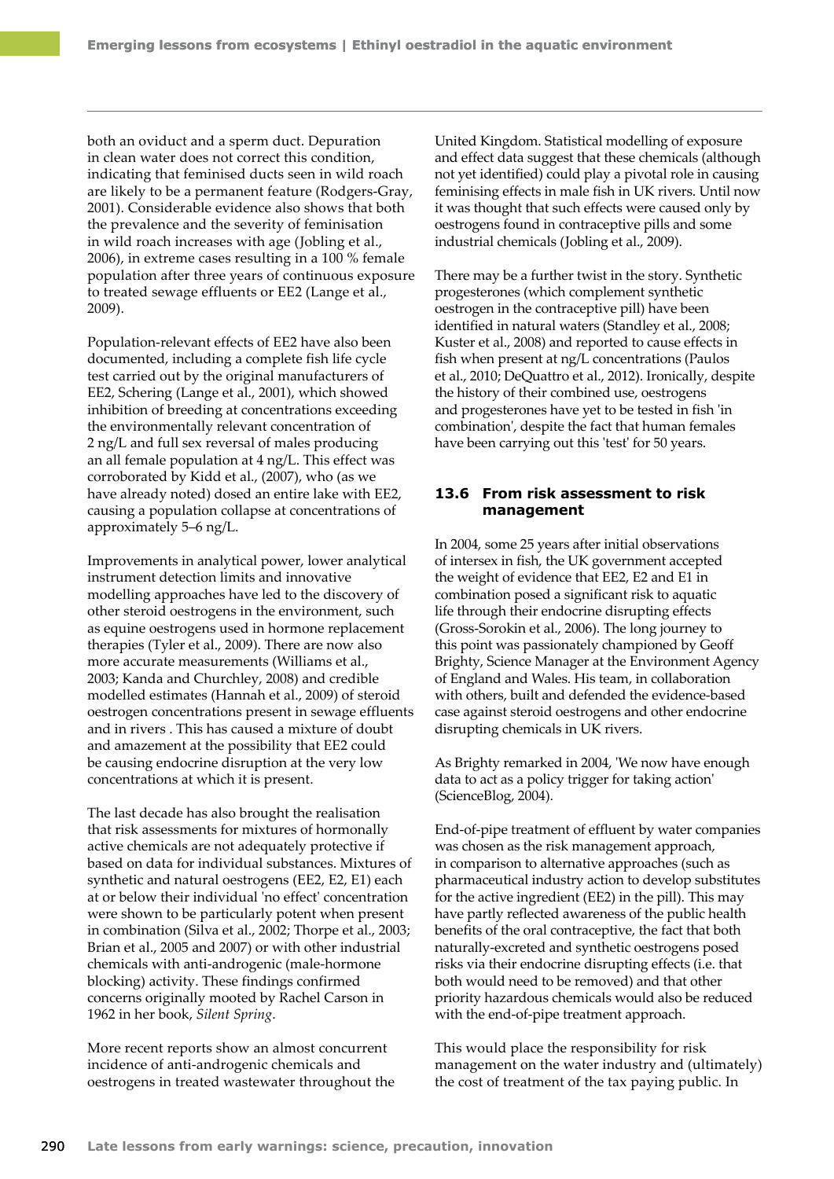both an oviduct and a sperm duct. Depuration in clean water does not correct this condition, indicating that feminised ducts seen in wild roach are likely to be a permanent feature (Rodgers-Gray, 2001). Considerable evidence also shows that both the prevalence and the severity of feminisation in wild roach increases with age (Jobling et al., 2006), in extreme cases resulting in a 100 % female population after three years of continuous exposure to treated sewage effluents or EE2 (Lange et al., 2009).

Population-relevant effects of EE2 have also been documented, including a complete fish life cycle test carried out by the original manufacturers of EE2, Schering (Lange et al., 2001), which showed inhibition of breeding at concentrations exceeding the environmentally relevant concentration of 2 ng/L and full sex reversal of males producing an all female population at 4 ng/L. This effect was corroborated by Kidd et al., (2007), who (as we have already noted) dosed an entire lake with EE2, causing a population collapse at concentrations of approximately 5–6 ng/L.

Improvements in analytical power, lower analytical instrument detection limits and innovative modelling approaches have led to the discovery of other steroid oestrogens in the environment, such as equine oestrogens used in hormone replacement therapies (Tyler et al., 2009). There are now also more accurate measurements (Williams et al., 2003; Kanda and Churchley, 2008) and credible modelled estimates (Hannah et al., 2009) of steroid oestrogen concentrations present in sewage effluents and in rivers . This has caused a mixture of doubt and amazement at the possibility that EE2 could be causing endocrine disruption at the very low concentrations at which it is present.

The last decade has also brought the realisation that risk assessments for mixtures of hormonally active chemicals are not adequately protective if based on data for individual substances. Mixtures of synthetic and natural oestrogens (EE2, E2, E1) each at or below their individual 'no effect' concentration were shown to be particularly potent when present in combination (Silva et al., 2002; Thorpe et al., 2003; Brian et al., 2005 and 2007) or with other industrial chemicals with anti-androgenic (male-hormone blocking) activity. These findings confirmed concerns originally mooted by Rachel Carson in 1962 in her book, *Silent Spring*.

More recent reports show an almost concurrent incidence of anti-androgenic chemicals and oestrogens in treated wastewater throughout the United Kingdom. Statistical modelling of exposure and effect data suggest that these chemicals (although not yet identified) could play a pivotal role in causing feminising effects in male fish in UK rivers. Until now it was thought that such effects were caused only by oestrogens found in contraceptive pills and some industrial chemicals (Jobling et al., 2009).

There may be a further twist in the story. Synthetic progesterones (which complement synthetic oestrogen in the contraceptive pill) have been identified in natural waters (Standley et al., 2008; Kuster et al., 2008) and reported to cause effects in fish when present at ng/L concentrations (Paulos et al., 2010; DeQuattro et al., 2012). Ironically, despite the history of their combined use, oestrogens and progesterones have yet to be tested in fish 'in combination', despite the fact that human females have been carrying out this 'test' for 50 years.

## 13.6 From risk assessment to risk management

In 2004, some 25 years after initial observations of intersex in fish, the UK government accepted the weight of evidence that EE2, E2 and E1 in combination posed a significant risk to aquatic life through their endocrine disrupting effects (Gross-Sorokin et al., 2006). The long journey to this point was passionately championed by Geoff Brighty, Science Manager at the Environment Agency of England and Wales. His team, in collaboration with others, built and defended the evidence-based case against steroid oestrogens and other endocrine disrupting chemicals in UK rivers.

As Brighty remarked in 2004, 'We now have enough data to act as a policy trigger for taking action' (ScienceBlog, 2004).

End-of-pipe treatment of effluent by water companies was chosen as the risk management approach, in comparison to alternative approaches (such as pharmaceutical industry action to develop substitutes for the active ingredient (EE2) in the pill). This may have partly reflected awareness of the public health benefits of the oral contraceptive, the fact that both naturally-excreted and synthetic oestrogens posed risks via their endocrine disrupting effects (i.e. that both would need to be removed) and that other priority hazardous chemicals would also be reduced with the end-of-pipe treatment approach.

This would place the responsibility for risk management on the water industry and (ultimately) the cost of treatment of the tax paying public. In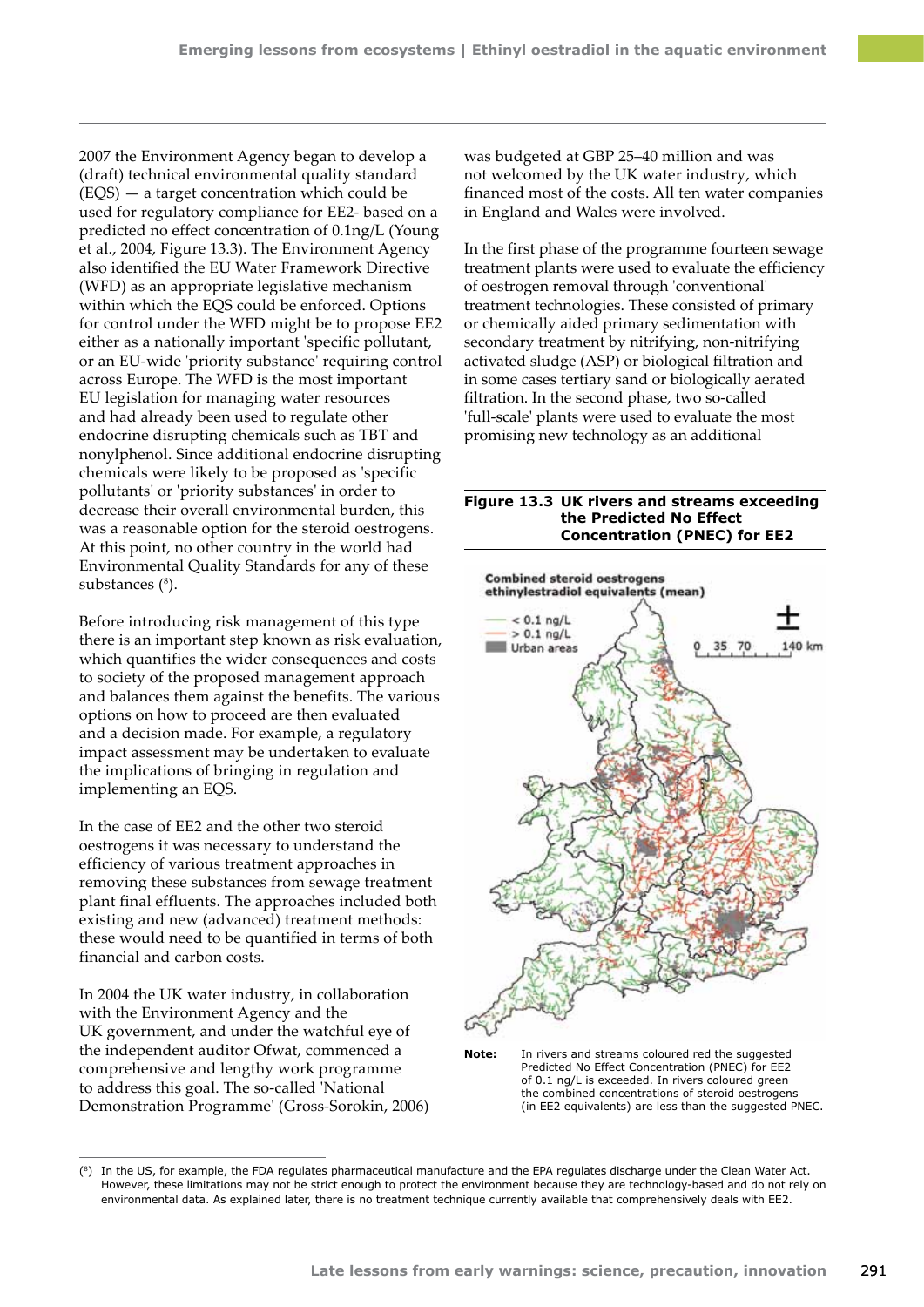2007 the Environment Agency began to develop a (draft) technical environmental quality standard (EQS) — a target concentration which could be used for regulatory compliance for EE2- based on a predicted no effect concentration of 0.1ng/L (Young et al., 2004, Figure 13.3). The Environment Agency also identified the EU Water Framework Directive (WFD) as an appropriate legislative mechanism within which the EQS could be enforced. Options for control under the WFD might be to propose EE2 either as a nationally important 'specific pollutant, or an EU-wide 'priority substance' requiring control across Europe. The WFD is the most important EU legislation for managing water resources and had already been used to regulate other endocrine disrupting chemicals such as TBT and nonylphenol. Since additional endocrine disrupting chemicals were likely to be proposed as 'specific pollutants' or 'priority substances' in order to decrease their overall environmental burden, this was a reasonable option for the steroid oestrogens. At this point, no other country in the world had Environmental Quality Standards for any of these substances ([8]).

Before introducing risk management of this type there is an important step known as risk evaluation, which quantifies the wider consequences and costs to society of the proposed management approach and balances them against the benefits. The various options on how to proceed are then evaluated and a decision made. For example, a regulatory impact assessment may be undertaken to evaluate the implications of bringing in regulation and implementing an EQS.

In the case of EE2 and the other two steroid oestrogens it was necessary to understand the efficiency of various treatment approaches in removing these substances from sewage treatment plant final effluents. The approaches included both existing and new (advanced) treatment methods: these would need to be quantified in terms of both financial and carbon costs.

In 2004 the UK water industry, in collaboration with the Environment Agency and the UK government, and under the watchful eye of the independent auditor Ofwat, commenced a comprehensive and lengthy work programme to address this goal. The so-called 'National Demonstration Programme' (Gross-Sorokin, 2006) was budgeted at GBP 25–40 million and was not welcomed by the UK water industry, which financed most of the costs. All ten water companies in England and Wales were involved.

In the first phase of the programme fourteen sewage treatment plants were used to evaluate the efficiency of oestrogen removal through 'conventional' treatment technologies. These consisted of primary or chemically aided primary sedimentation with secondary treatment by nitrifying, non-nitrifying activated sludge (ASP) or biological filtration and in some cases tertiary sand or biologically aerated filtration. In the second phase, two so-called 'full-scale' plants were used to evaluate the most promising new technology as an additional

**Figure 13.3 UK rivers and streams exceeding the Predicted No Effect Concentration (PNEC) for EE2**

Combined steroid oestrogens ethinylestradiol equivalents (mean)

- < 0.1 ng/L
- > 0.1 ng/L
- Urban areas

0 35 70 140 km

**Note:** In rivers and streams coloured red the suggested Predicted No Effect Concentration (PNEC) for EE2 of 0.1 ng/L is exceeded. In rivers coloured green the combined concentrations of steroid oestrogens (in EE2 equivalents) are less than the suggested PNEC.

([8]) In the US, for example, the FDA regulates pharmaceutical manufacture and the EPA regulates discharge under the Clean Water Act. However, these limitations may not be strict enough to protect the environment because they are technology-based and do not rely on environmental data. As explained later, there is no treatment technique currently available that comprehensively deals with EE2.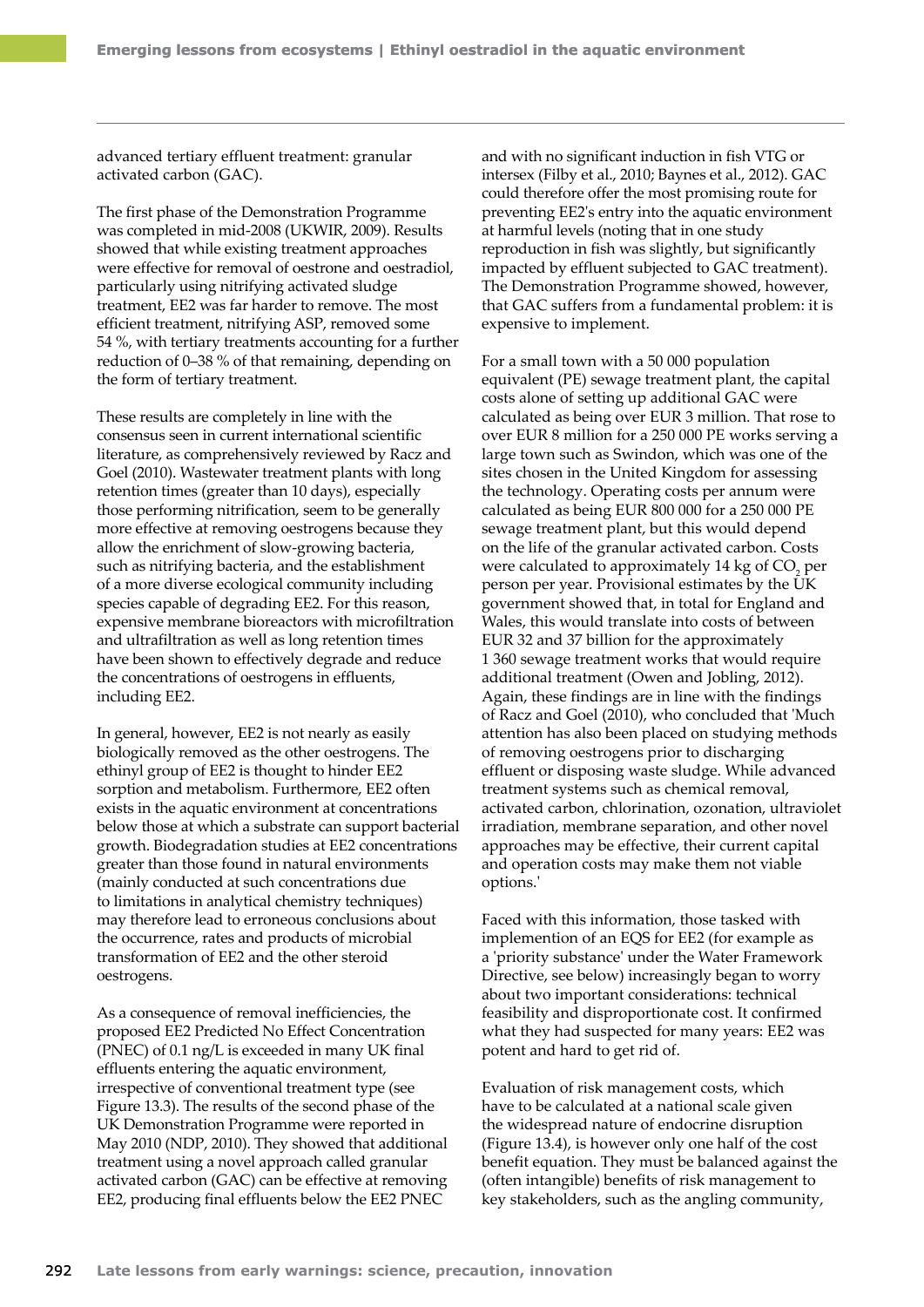advanced tertiary effluent treatment: granular activated carbon (GAC).

The first phase of the Demonstration Programme was completed in mid-2008 (UKWIR, 2009). Results showed that while existing treatment approaches were effective for removal of oestrone and oestradiol, particularly using nitrifying activated sludge treatment, EE2 was far harder to remove. The most efficient treatment, nitrifying ASP, removed some 54 %, with tertiary treatments accounting for a further reduction of 0–38 % of that remaining, depending on the form of tertiary treatment.

These results are completely in line with the consensus seen in current international scientific literature, as comprehensively reviewed by Racz and Goel (2010). Wastewater treatment plants with long retention times (greater than 10 days), especially those performing nitrification, seem to be generally more effective at removing oestrogens because they allow the enrichment of slow-growing bacteria, such as nitrifying bacteria, and the establishment of a more diverse ecological community including species capable of degrading EE2. For this reason, expensive membrane bioreactors with microfiltration and ultrafiltration as well as long retention times have been shown to effectively degrade and reduce the concentrations of oestrogens in effluents, including EE2.

In general, however, EE2 is not nearly as easily biologically removed as the other oestrogens. The ethinyl group of EE2 is thought to hinder EE2 sorption and metabolism. Furthermore, EE2 often exists in the aquatic environment at concentrations below those at which a substrate can support bacterial growth. Biodegradation studies at EE2 concentrations greater than those found in natural environments (mainly conducted at such concentrations due to limitations in analytical chemistry techniques) may therefore lead to erroneous conclusions about the occurrence, rates and products of microbial transformation of EE2 and the other steroid oestrogens.

As a consequence of removal inefficiencies, the proposed EE2 Predicted No Effect Concentration (PNEC) of 0.1 ng/L is exceeded in many UK final effluents entering the aquatic environment, irrespective of conventional treatment type (see Figure 13.3). The results of the second phase of the UK Demonstration Programme were reported in May 2010 (NDP, 2010). They showed that additional treatment using a novel approach called granular activated carbon (GAC) can be effective at removing EE2, producing final effluents below the EE2 PNEC and with no significant induction in fish VTG or intersex (Filby et al., 2010; Baynes et al., 2012). GAC could therefore offer the most promising route for preventing EE2's entry into the aquatic environment at harmful levels (noting that in one study reproduction in fish was slightly, but significantly impacted by effluent subjected to GAC treatment). The Demonstration Programme showed, however, that GAC suffers from a fundamental problem: it is expensive to implement.

For a small town with a 50 000 population equivalent (PE) sewage treatment plant, the capital costs alone of setting up additional GAC were calculated as being over EUR 3 million. That rose to over EUR 8 million for a 250 000 PE works serving a large town such as Swindon, which was one of the sites chosen in the United Kingdom for assessing the technology. Operating costs per annum were calculated as being EUR 800 000 for a 250 000 PE sewage treatment plant, but this would depend on the life of the granular activated carbon. Costs were calculated to approximately 14 kg of $CO_2$ per person per year. Provisional estimates by the UK government showed that, in total for England and Wales, this would translate into costs of between EUR 32 and 37 billion for the approximately 1 360 sewage treatment works that would require additional treatment (Owen and Jobling, 2012). Again, these findings are in line with the findings of Racz and Goel (2010), who concluded that 'Much attention has also been placed on studying methods of removing oestrogens prior to discharging effluent or disposing waste sludge. While advanced treatment systems such as chemical removal, activated carbon, chlorination, ozonation, ultraviolet irradiation, membrane separation, and other novel approaches may be effective, their current capital and operation costs may make them not viable options.'

Faced with this information, those tasked with implemention of an EQS for EE2 (for example as a 'priority substance' under the Water Framework Directive, see below) increasingly began to worry about two important considerations: technical feasibility and disproportionate cost. It confirmed what they had suspected for many years: EE2 was potent and hard to get rid of.

Evaluation of risk management costs, which have to be calculated at a national scale given the widespread nature of endocrine disruption (Figure 13.4), is however only one half of the cost benefit equation. They must be balanced against the (often intangible) benefits of risk management to key stakeholders, such as the angling community,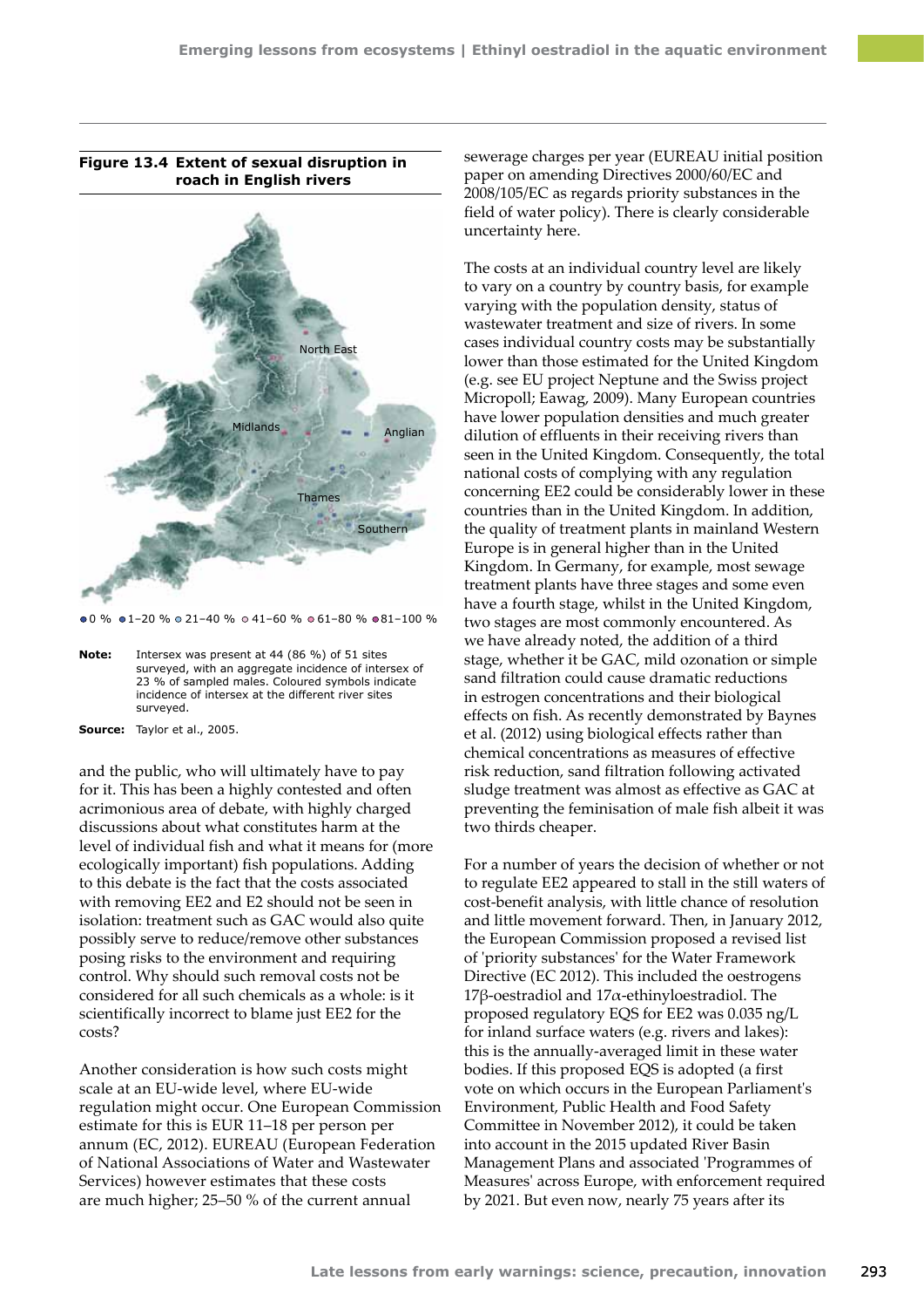**Figure 13.4 Extent of sexual disruption in roach in English rivers**

● 0 % ● 1–20 % ● 21–40 % ○ 41–60 % ● 61–80 % ● 81–100 %

**Note:** Intersex was present at 44 (86 %) of 51 sites surveyed, with an aggregate incidence of intersex of 23 % of sampled males. Coloured symbols indicate incidence of intersex at the different river sites surveyed.

**Source:** Taylor et al., 2005.

and the public, who will ultimately have to pay for it. This has been a highly contested and often acrimonious area of debate, with highly charged discussions about what constitutes harm at the level of individual fish and what it means for (more ecologically important) fish populations. Adding to this debate is the fact that the costs associated with removing EE2 and E2 should not be seen in isolation: treatment such as GAC would also quite possibly serve to reduce/remove other substances posing risks to the environment and requiring control. Why should such removal costs not be considered for all such chemicals as a whole: is it scientifically incorrect to blame just EE2 for the costs?

Another consideration is how such costs might scale at an EU-wide level, where EU-wide regulation might occur. One European Commission estimate for this is EUR 11–18 per person per annum (EC, 2012). EUREAU (European Federation of National Associations of Water and Wastewater Services) however estimates that these costs are much higher; 25–50 % of the current annual sewerage charges per year (EUREAU initial position paper on amending Directives 2000/60/EC and 2008/105/EC as regards priority substances in the field of water policy). There is clearly considerable uncertainty here.

The costs at an individual country level are likely to vary on a country by country basis, for example varying with the population density, status of wastewater treatment and size of rivers. In some cases individual country costs may be substantially lower than those estimated for the United Kingdom (e.g. see EU project Neptune and the Swiss project Micropoll; Eawag, 2009). Many European countries have lower population densities and much greater dilution of effluents in their receiving rivers than seen in the United Kingdom. Consequently, the total national costs of complying with any regulation concerning EE2 could be considerably lower in these countries than in the United Kingdom. In addition, the quality of treatment plants in mainland Western Europe is in general higher than in the United Kingdom. In Germany, for example, most sewage treatment plants have three stages and some even have a fourth stage, whilst in the United Kingdom, two stages are most commonly encountered. As we have already noted, the addition of a third stage, whether it be GAC, mild ozonation or simple sand filtration could cause dramatic reductions in estrogen concentrations and their biological effects on fish. As recently demonstrated by Baynes et al. (2012) using biological effects rather than chemical concentrations as measures of effective risk reduction, sand filtration following activated sludge treatment was almost as effective as GAC at preventing the feminisation of male fish albeit it was two thirds cheaper.

For a number of years the decision of whether or not to regulate EE2 appeared to stall in the still waters of cost-benefit analysis, with little chance of resolution and little movement forward. Then, in January 2012, the European Commission proposed a revised list of 'priority substances' for the Water Framework Directive (EC 2012). This included the oestrogens 17β-oestradiol and 17α-ethinyloestradiol. The proposed regulatory EQS for EE2 was 0.035 ng/L for inland surface waters (e.g. rivers and lakes): this is the annually-averaged limit in these water bodies. If this proposed EQS is adopted (a first vote on which occurs in the European Parliament's Environment, Public Health and Food Safety Committee in November 2012), it could be taken into account in the 2015 updated River Basin Management Plans and associated 'Programmes of Measures' across Europe, with enforcement required by 2021. But even now, nearly 75 years after its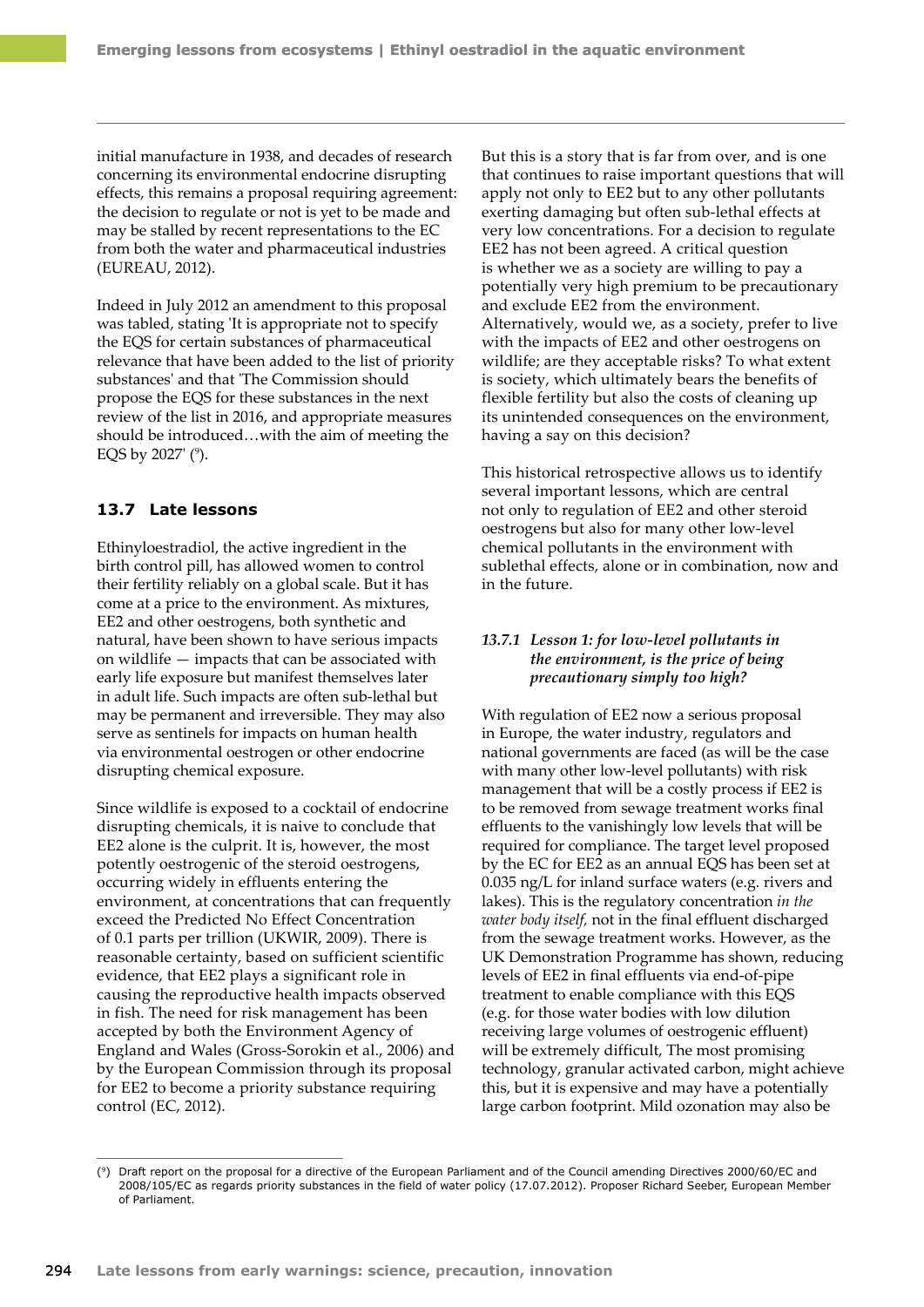initial manufacture in 1938, and decades of research concerning its environmental endocrine disrupting effects, this remains a proposal requiring agreement: the decision to regulate or not is yet to be made and may be stalled by recent representations to the EC from both the water and pharmaceutical industries (EUREAU, 2012).

Indeed in July 2012 an amendment to this proposal was tabled, stating 'It is appropriate not to specify the EQS for certain substances of pharmaceutical relevance that have been added to the list of priority substances' and that 'The Commission should propose the EQS for these substances in the next review of the list in 2016, and appropriate measures should be introduced…with the aim of meeting the EQS by 2027' ([9]).

## 13.7 Late lessons

Ethinyloestradiol, the active ingredient in the birth control pill, has allowed women to control their fertility reliably on a global scale. But it has come at a price to the environment. As mixtures, EE2 and other oestrogens, both synthetic and natural, have been shown to have serious impacts on wildlife — impacts that can be associated with early life exposure but manifest themselves later in adult life. Such impacts are often sub-lethal but may be permanent and irreversible. They may also serve as sentinels for impacts on human health via environmental oestrogen or other endocrine disrupting chemical exposure.

Since wildlife is exposed to a cocktail of endocrine disrupting chemicals, it is naive to conclude that EE2 alone is the culprit. It is, however, the most potently oestrogenic of the steroid oestrogens, occurring widely in effluents entering the environment, at concentrations that can frequently exceed the Predicted No Effect Concentration of 0.1 parts per trillion (UKWIR, 2009). There is reasonable certainty, based on sufficient scientific evidence, that EE2 plays a significant role in causing the reproductive health impacts observed in fish. The need for risk management has been accepted by both the Environment Agency of England and Wales (Gross-Sorokin et al., 2006) and by the European Commission through its proposal for EE2 to become a priority substance requiring control (EC, 2012).

But this is a story that is far from over, and is one that continues to raise important questions that will apply not only to EE2 but to any other pollutants exerting damaging but often sub-lethal effects at very low concentrations. For a decision to regulate EE2 has not been agreed. A critical question is whether we as a society are willing to pay a potentially very high premium to be precautionary and exclude EE2 from the environment. Alternatively, would we, as a society, prefer to live with the impacts of EE2 and other oestrogens on wildlife; are they acceptable risks? To what extent is society, which ultimately bears the benefits of flexible fertility but also the costs of cleaning up its unintended consequences on the environment, having a say on this decision?

This historical retrospective allows us to identify several important lessons, which are central not only to regulation of EE2 and other steroid oestrogens but also for many other low-level chemical pollutants in the environment with sublethal effects, alone or in combination, now and in the future.

### *13.7.1 Lesson 1: for low-level pollutants in the environment, is the price of being precautionary simply too high?*

With regulation of EE2 now a serious proposal in Europe, the water industry, regulators and national governments are faced (as will be the case with many other low-level pollutants) with risk management that will be a costly process if EE2 is to be removed from sewage treatment works final effluents to the vanishingly low levels that will be required for compliance. The target level proposed by the EC for EE2 as an annual EQS has been set at 0.035 ng/L for inland surface waters (e.g. rivers and lakes). This is the regulatory concentration *in the water body itself*, not in the final effluent discharged from the sewage treatment works. However, as the UK Demonstration Programme has shown, reducing levels of EE2 in final effluents via end-of-pipe treatment to enable compliance with this EQS (e.g. for those water bodies with low dilution receiving large volumes of oestrogenic effluent) will be extremely difficult, The most promising technology, granular activated carbon, might achieve this, but it is expensive and may have a potentially large carbon footprint. Mild ozonation may also be

---

([9]) Draft report on the proposal for a directive of the European Parliament and of the Council amending Directives 2000/60/EC and 2008/105/EC as regards priority substances in the field of water policy (17.07.2012). Proposer Richard Seeber, European Member of Parliament.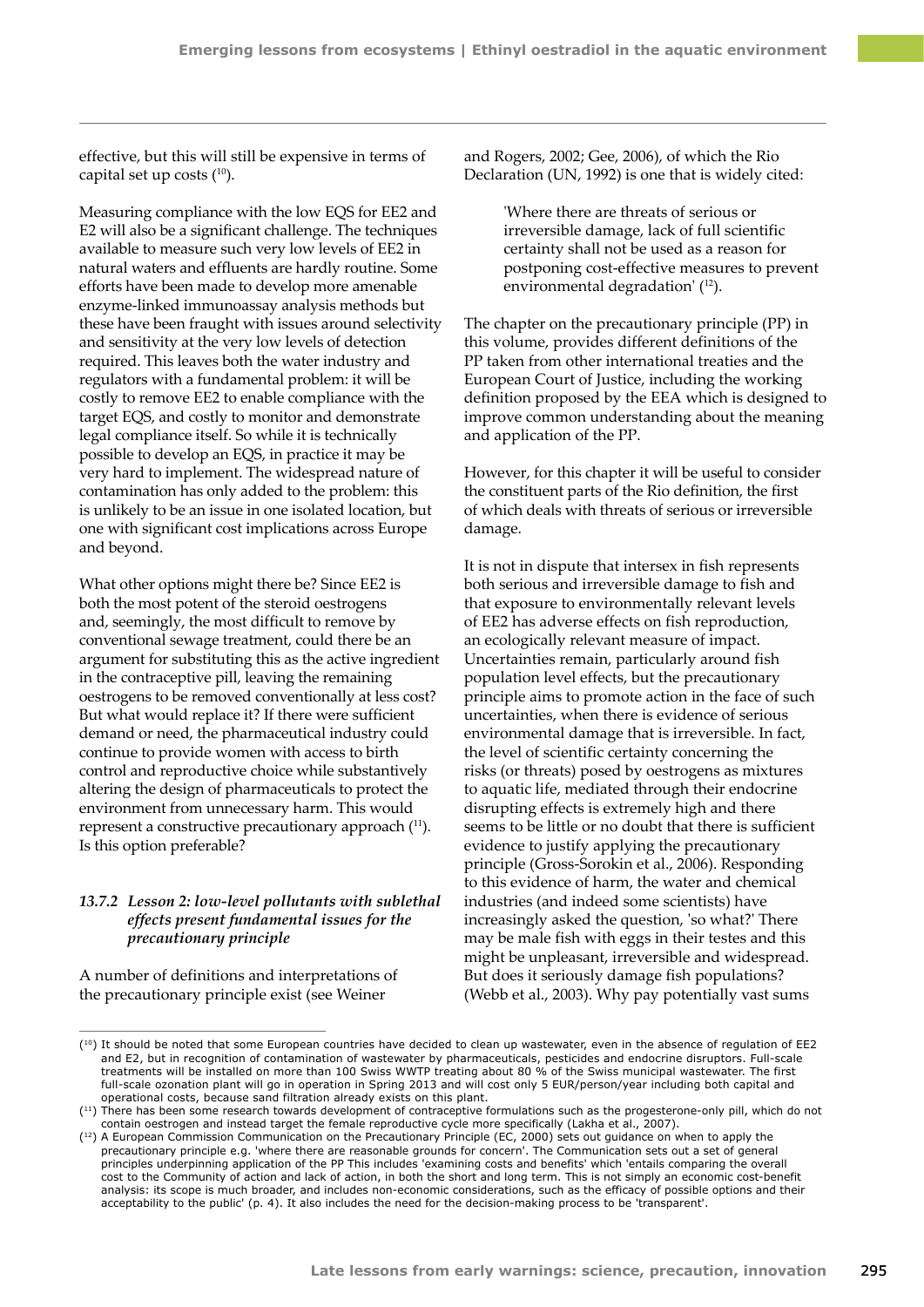effective, but this will still be expensive in terms of capital set up costs ([10]).

Measuring compliance with the low EQS for EE2 and E2 will also be a significant challenge. The techniques available to measure such very low levels of EE2 in natural waters and effluents are hardly routine. Some efforts have been made to develop more amenable enzyme-linked immunoassay analysis methods but these have been fraught with issues around selectivity and sensitivity at the very low levels of detection required. This leaves both the water industry and regulators with a fundamental problem: it will be costly to remove EE2 to enable compliance with the target EQS, and costly to monitor and demonstrate legal compliance itself. So while it is technically possible to develop an EQS, in practice it may be very hard to implement. The widespread nature of contamination has only added to the problem: this is unlikely to be an issue in one isolated location, but one with significant cost implications across Europe and beyond.

What other options might there be? Since EE2 is both the most potent of the steroid oestrogens and, seemingly, the most difficult to remove by conventional sewage treatment, could there be an argument for substituting this as the active ingredient in the contraceptive pill, leaving the remaining oestrogens to be removed conventionally at less cost? But what would replace it? If there were sufficient demand or need, the pharmaceutical industry could continue to provide women with access to birth control and reproductive choice while substantively altering the design of pharmaceuticals to protect the environment from unnecessary harm. This would represent a constructive precautionary approach ([11]). Is this option preferable?

### *13.7.2 Lesson 2: low-level pollutants with sublethal effects present fundamental issues for the precautionary principle*

A number of definitions and interpretations of the precautionary principle exist (see Weiner and Rogers, 2002; Gee, 2006), of which the Rio Declaration (UN, 1992) is one that is widely cited:

> 'Where there are threats of serious or irreversible damage, lack of full scientific certainty shall not be used as a reason for postponing cost-effective measures to prevent environmental degradation' ([12]).

The chapter on the precautionary principle (PP) in this volume, provides different definitions of the PP taken from other international treaties and the European Court of Justice, including the working definition proposed by the EEA which is designed to improve common understanding about the meaning and application of the PP.

However, for this chapter it will be useful to consider the constituent parts of the Rio definition, the first of which deals with threats of serious or irreversible damage.

It is not in dispute that intersex in fish represents both serious and irreversible damage to fish and that exposure to environmentally relevant levels of EE2 has adverse effects on fish reproduction, an ecologically relevant measure of impact. Uncertainties remain, particularly around fish population level effects, but the precautionary principle aims to promote action in the face of such uncertainties, when there is evidence of serious environmental damage that is irreversible. In fact, the level of scientific certainty concerning the risks (or threats) posed by oestrogens as mixtures to aquatic life, mediated through their endocrine disrupting effects is extremely high and there seems to be little or no doubt that there is sufficient evidence to justify applying the precautionary principle (Gross-Sorokin et al., 2006). Responding to this evidence of harm, the water and chemical industries (and indeed some scientists) have increasingly asked the question, 'so what?' There may be male fish with eggs in their testes and this might be unpleasant, irreversible and widespread. But does it seriously damage fish populations? (Webb et al., 2003). Why pay potentially vast sums

---

([10]) It should be noted that some European countries have decided to clean up wastewater, even in the absence of regulation of EE2 and E2, but in recognition of contamination of wastewater by pharmaceuticals, pesticides and endocrine disruptors. Full-scale treatments will be installed on more than 100 Swiss WWTP treating about 80 % of the Swiss municipal wastewater. The first full-scale ozonation plant will go in operation in Spring 2013 and will cost only 5 EUR/person/year including both capital and operational costs, because sand filtration already exists on this plant.

([11]) There has been some research towards development of contraceptive formulations such as the progesterone-only pill, which do not contain oestrogen and instead target the female reproductive cycle more specifically (Lakha et al., 2007).

([12]) A European Commission Communication on the Precautionary Principle (EC, 2000) sets out guidance on when to apply the precautionary principle e.g. 'where there are reasonable grounds for concern'. The Communication sets out a set of general principles underpinning application of the PP This includes 'examining costs and benefits' which 'entails comparing the overall cost to the Community of action and lack of action, in both the short and long term. This is not simply an economic cost-benefit analysis: its scope is much broader, and includes non-economic considerations, such as the efficacy of possible options and their acceptability to the public' (p. 4). It also includes the need for the decision-making process to be 'transparent'.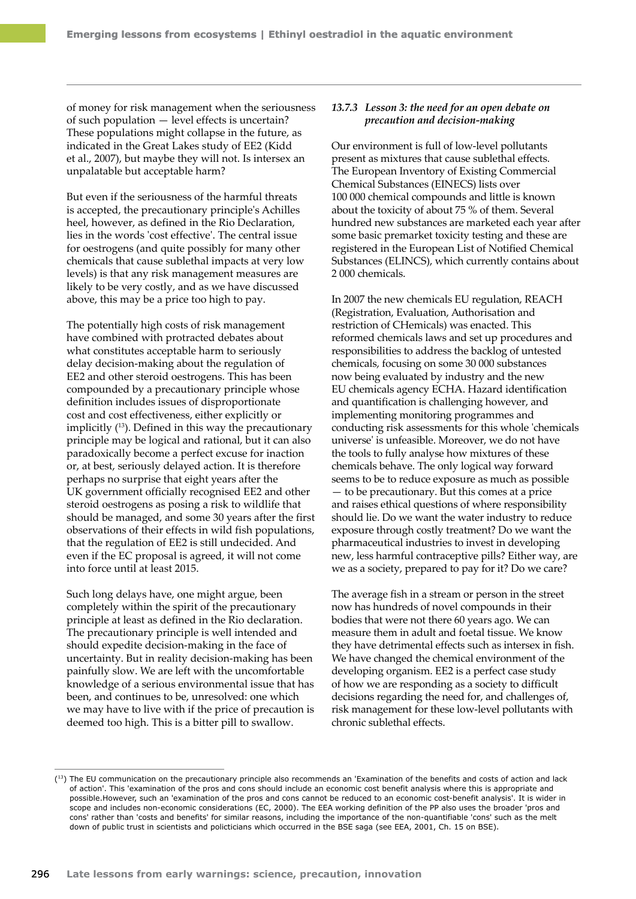of money for risk management when the seriousness of such population — level effects is uncertain? These populations might collapse in the future, as indicated in the Great Lakes study of EE2 (Kidd et al., 2007), but maybe they will not. Is intersex an unpalatable but acceptable harm?

But even if the seriousness of the harmful threats is accepted, the precautionary principle's Achilles heel, however, as defined in the Rio Declaration, lies in the words 'cost effective'. The central issue for oestrogens (and quite possibly for many other chemicals that cause sublethal impacts at very low levels) is that any risk management measures are likely to be very costly, and as we have discussed above, this may be a price too high to pay.

The potentially high costs of risk management have combined with protracted debates about what constitutes acceptable harm to seriously delay decision-making about the regulation of EE2 and other steroid oestrogens. This has been compounded by a precautionary principle whose definition includes issues of disproportionate cost and cost effectiveness, either explicitly or implicitly ([13]). Defined in this way the precautionary principle may be logical and rational, but it can also paradoxically become a perfect excuse for inaction or, at best, seriously delayed action. It is therefore perhaps no surprise that eight years after the UK government officially recognised EE2 and other steroid oestrogens as posing a risk to wildlife that should be managed, and some 30 years after the first observations of their effects in wild fish populations, that the regulation of EE2 is still undecided. And even if the EC proposal is agreed, it will not come into force until at least 2015.

Such long delays have, one might argue, been completely within the spirit of the precautionary principle at least as defined in the Rio declaration. The precautionary principle is well intended and should expedite decision-making in the face of uncertainty. But in reality decision-making has been painfully slow. We are left with the uncomfortable knowledge of a serious environmental issue that has been, and continues to be, unresolved: one which we may have to live with if the price of precaution is deemed too high. This is a bitter pill to swallow.

### *13.7.3 Lesson 3: the need for an open debate on precaution and decision-making*

Our environment is full of low-level pollutants present as mixtures that cause sublethal effects. The European Inventory of Existing Commercial Chemical Substances (EINECS) lists over 100 000 chemical compounds and little is known about the toxicity of about 75 % of them. Several hundred new substances are marketed each year after some basic premarket toxicity testing and these are registered in the European List of Notified Chemical Substances (ELINCS), which currently contains about 2 000 chemicals.

In 2007 the new chemicals EU regulation, REACH (Registration, Evaluation, Authorisation and restriction of CHemicals) was enacted. This reformed chemicals laws and set up procedures and responsibilities to address the backlog of untested chemicals, focusing on some 30 000 substances now being evaluated by industry and the new EU chemicals agency ECHA. Hazard identification and quantification is challenging however, and implementing monitoring programmes and conducting risk assessments for this whole 'chemicals universe' is unfeasible. Moreover, we do not have the tools to fully analyse how mixtures of these chemicals behave. The only logical way forward seems to be to reduce exposure as much as possible — to be precautionary. But this comes at a price and raises ethical questions of where responsibility should lie. Do we want the water industry to reduce exposure through costly treatment? Do we want the pharmaceutical industries to invest in developing new, less harmful contraceptive pills? Either way, are we as a society, prepared to pay for it? Do we care?

The average fish in a stream or person in the street now has hundreds of novel compounds in their bodies that were not there 60 years ago. We can measure them in adult and foetal tissue. We know they have detrimental effects such as intersex in fish. We have changed the chemical environment of the developing organism. EE2 is a perfect case study of how we are responding as a society to difficult decisions regarding the need for, and challenges of, risk management for these low-level pollutants with chronic sublethal effects.

---

([13]) The EU communication on the precautionary principle also recommends an 'Examination of the benefits and costs of action and lack of action'. This 'examination of the pros and cons should include an economic cost benefit analysis where this is appropriate and possible.However, such an 'examination of the pros and cons cannot be reduced to an economic cost-benefit analysis'. It is wider in scope and includes non-economic considerations (EC, 2000). The EEA working definition of the PP also uses the broader 'pros and cons' rather than 'costs and benefits' for similar reasons, including the importance of the non-quantifiable 'cons' such as the melt down of public trust in scientists and policticians which occurred in the BSE saga (see EEA, 2001, Ch. 15 on BSE).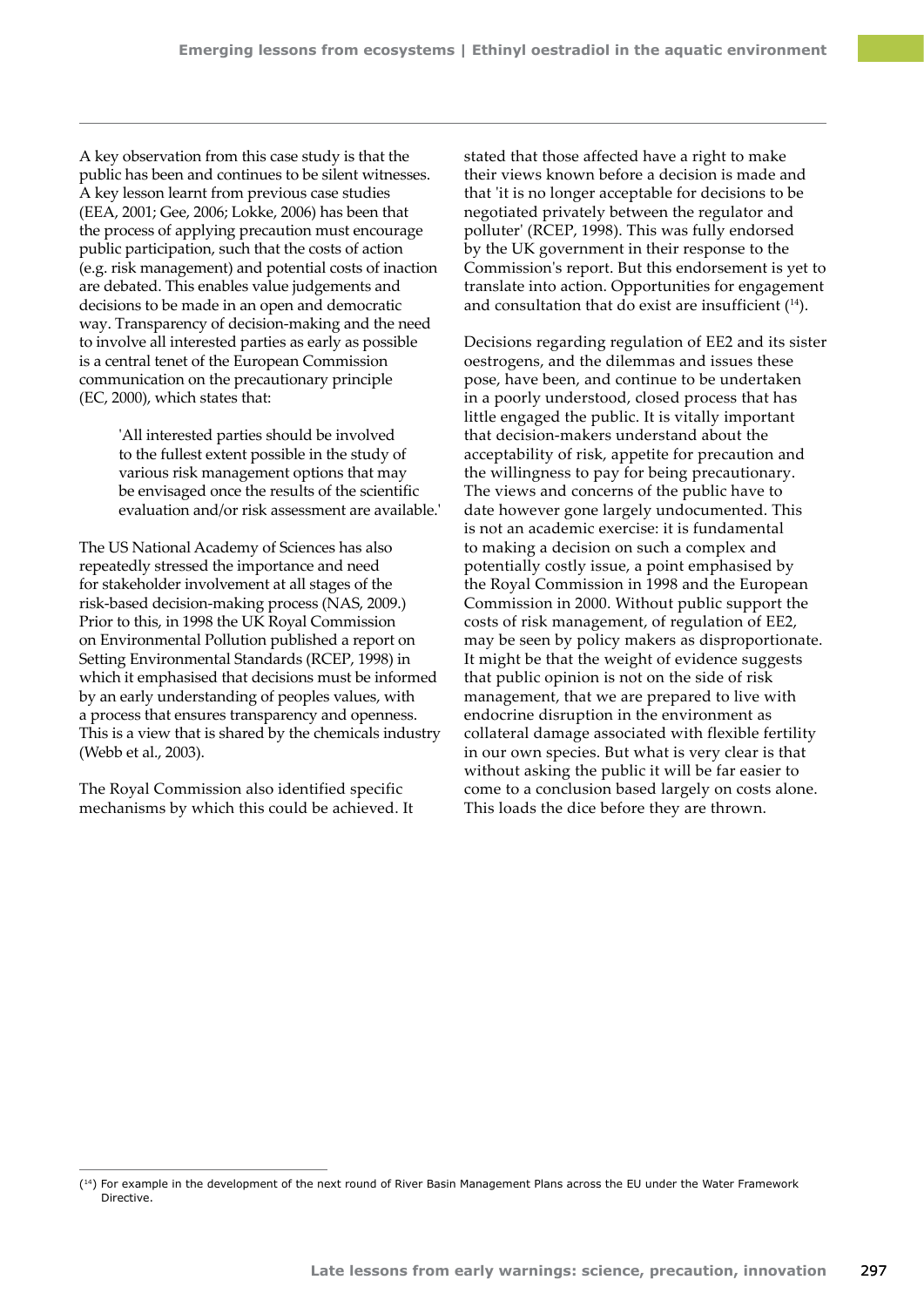A key observation from this case study is that the public has been and continues to be silent witnesses. A key lesson learnt from previous case studies (EEA, 2001; Gee, 2006; Lokke, 2006) has been that the process of applying precaution must encourage public participation, such that the costs of action (e.g. risk management) and potential costs of inaction are debated. This enables value judgements and decisions to be made in an open and democratic way. Transparency of decision-making and the need to involve all interested parties as early as possible is a central tenet of the European Commission communication on the precautionary principle (EC, 2000), which states that:

> 'All interested parties should be involved to the fullest extent possible in the study of various risk management options that may be envisaged once the results of the scientific evaluation and/or risk assessment are available.'

The US National Academy of Sciences has also repeatedly stressed the importance and need for stakeholder involvement at all stages of the risk-based decision-making process (NAS, 2009.) Prior to this, in 1998 the UK Royal Commission on Environmental Pollution published a report on Setting Environmental Standards (RCEP, 1998) in which it emphasised that decisions must be informed by an early understanding of peoples values, with a process that ensures transparency and openness. This is a view that is shared by the chemicals industry (Webb et al., 2003).

The Royal Commission also identified specific mechanisms by which this could be achieved. It stated that those affected have a right to make their views known before a decision is made and that 'it is no longer acceptable for decisions to be negotiated privately between the regulator and polluter' (RCEP, 1998). This was fully endorsed by the UK government in their response to the Commission's report. But this endorsement is yet to translate into action. Opportunities for engagement and consultation that do exist are insufficient ([14]).

Decisions regarding regulation of EE2 and its sister oestrogens, and the dilemmas and issues these pose, have been, and continue to be undertaken in a poorly understood, closed process that has little engaged the public. It is vitally important that decision-makers understand about the acceptability of risk, appetite for precaution and the willingness to pay for being precautionary. The views and concerns of the public have to date however gone largely undocumented. This is not an academic exercise: it is fundamental to making a decision on such a complex and potentially costly issue, a point emphasised by the Royal Commission in 1998 and the European Commission in 2000. Without public support the costs of risk management, of regulation of EE2, may be seen by policy makers as disproportionate. It might be that the weight of evidence suggests that public opinion is not on the side of risk management, that we are prepared to live with endocrine disruption in the environment as collateral damage associated with flexible fertility in our own species. But what is very clear is that without asking the public it will be far easier to come to a conclusion based largely on costs alone. This loads the dice before they are thrown.

---

([14]) For example in the development of the next round of River Basin Management Plans across the EU under the Water Framework Directive.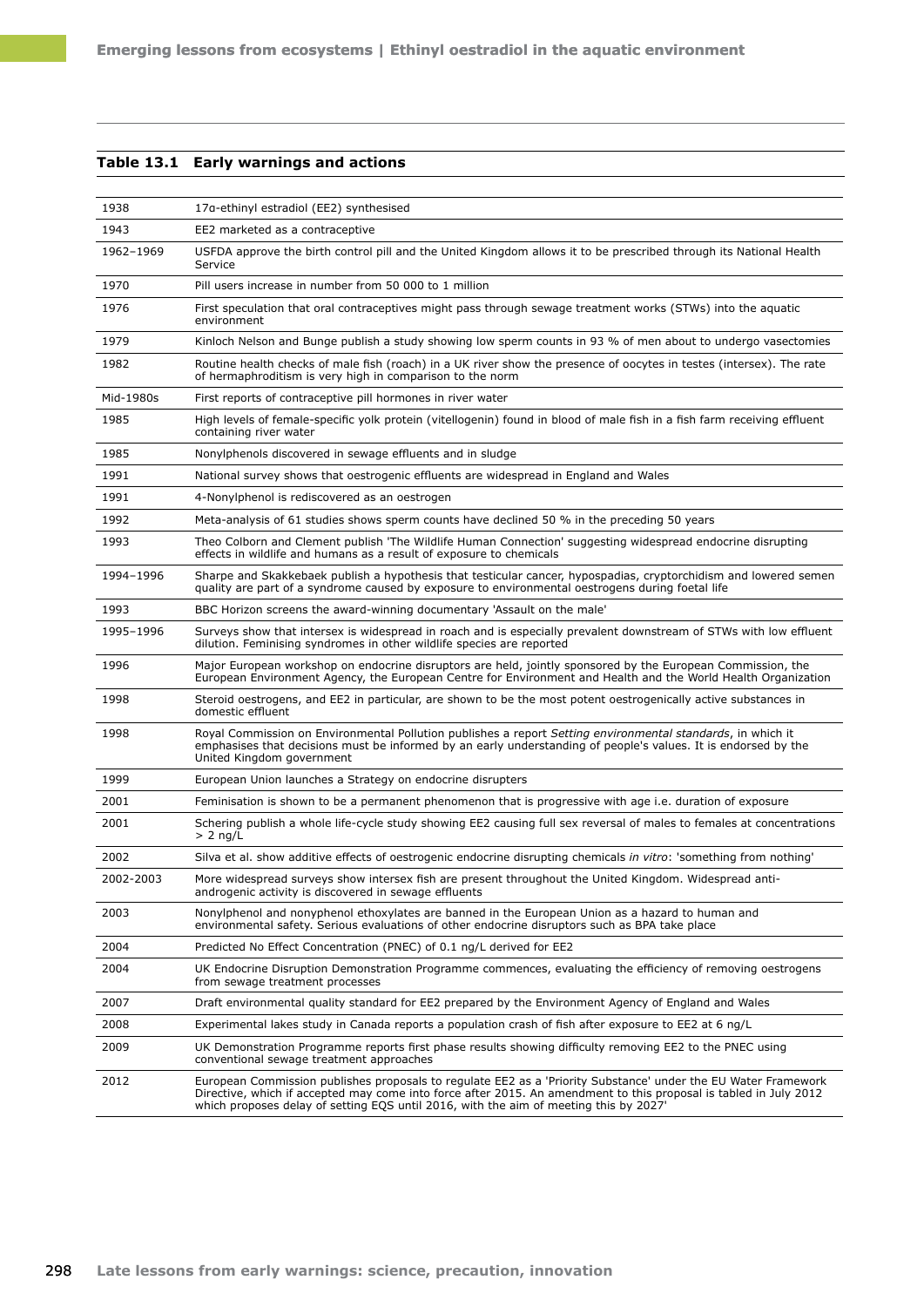### Table 13.1 Early warnings and actions

| | |
|---|---|
| 1938 | 17α-ethinyl estradiol (EE2) synthesised |
| 1943 | EE2 marketed as a contraceptive |
| 1962–1969 | USFDA approve the birth control pill and the United Kingdom allows it to be prescribed through its National Health Service |
| 1970 | Pill users increase in number from 50 000 to 1 million |
| 1976 | First speculation that oral contraceptives might pass through sewage treatment works (STWs) into the aquatic environment |
| 1979 | Kinloch Nelson and Bunge publish a study showing low sperm counts in 93 % of men about to undergo vasectomies |
| 1982 | Routine health checks of male fish (roach) in a UK river show the presence of oocytes in testes (intersex). The rate of hermaphroditism is very high in comparison to the norm |
| Mid-1980s | First reports of contraceptive pill hormones in river water |
| 1985 | High levels of female-specific yolk protein (vitellogenin) found in blood of male fish in a fish farm receiving effluent containing river water |
| 1985 | Nonylphenols discovered in sewage effluents and in sludge |
| 1991 | National survey shows that oestrogenic effluents are widespread in England and Wales |
| 1991 | 4-Nonylphenol is rediscovered as an oestrogen |
| 1992 | Meta-analysis of 61 studies shows sperm counts have declined 50 % in the preceding 50 years |
| 1993 | Theo Colborn and Clement publish 'The Wildlife Human Connection' suggesting widespread endocrine disrupting effects in wildlife and humans as a result of exposure to chemicals |
| 1994–1996 | Sharpe and Skakkebaek publish a hypothesis that testicular cancer, hypospadias, cryptorchidism and lowered semen quality are part of a syndrome caused by exposure to environmental oestrogens during foetal life |
| 1993 | BBC Horizon screens the award-winning documentary 'Assault on the male' |
| 1995–1996 | Surveys show that intersex is widespread in roach and is especially prevalent downstream of STWs with low effluent dilution. Feminising syndromes in other wildlife species are reported |
| 1996 | Major European workshop on endocrine disruptors are held, jointly sponsored by the European Commission, the European Environment Agency, the European Centre for Environment and Health and the World Health Organization |
| 1998 | Steroid oestrogens, and EE2 in particular, are shown to be the most potent oestrogenically active substances in domestic effluent |
| 1998 | Royal Commission on Environmental Pollution publishes a report *Setting environmental standards*, in which it emphasises that decisions must be informed by an early understanding of people's values. It is endorsed by the United Kingdom government |
| 1999 | European Union launches a Strategy on endocrine disrupters |
| 2001 | Feminisation is shown to be a permanent phenomenon that is progressive with age i.e. duration of exposure |
| 2001 | Schering publish a whole life-cycle study showing EE2 causing full sex reversal of males to females at concentrations > 2 ng/L |
| 2002 | Silva et al. show additive effects of oestrogenic endocrine disrupting chemicals *in vitro*: 'something from nothing' |
| 2002-2003 | More widespread surveys show intersex fish are present throughout the United Kingdom. Widespread anti-androgenic activity is discovered in sewage effluents |
| 2003 | Nonylphenol and nonyphenol ethoxylates are banned in the European Union as a hazard to human and environmental safety. Serious evaluations of other endocrine disruptors such as BPA take place |
| 2004 | Predicted No Effect Concentration (PNEC) of 0.1 ng/L derived for EE2 |
| 2004 | UK Endocrine Disruption Demonstration Programme commences, evaluating the efficiency of removing oestrogens from sewage treatment processes |
| 2007 | Draft environmental quality standard for EE2 prepared by the Environment Agency of England and Wales |
| 2008 | Experimental lakes study in Canada reports a population crash of fish after exposure to EE2 at 6 ng/L |
| 2009 | UK Demonstration Programme reports first phase results showing difficulty removing EE2 to the PNEC using conventional sewage treatment approaches |
| 2012 | European Commission publishes proposals to regulate EE2 as a 'Priority Substance' under the EU Water Framework Directive, which if accepted may come into force after 2015. An amendment to this proposal is tabled in July 2012 which proposes delay of setting EQS until 2016, with the aim of meeting this by 2027' |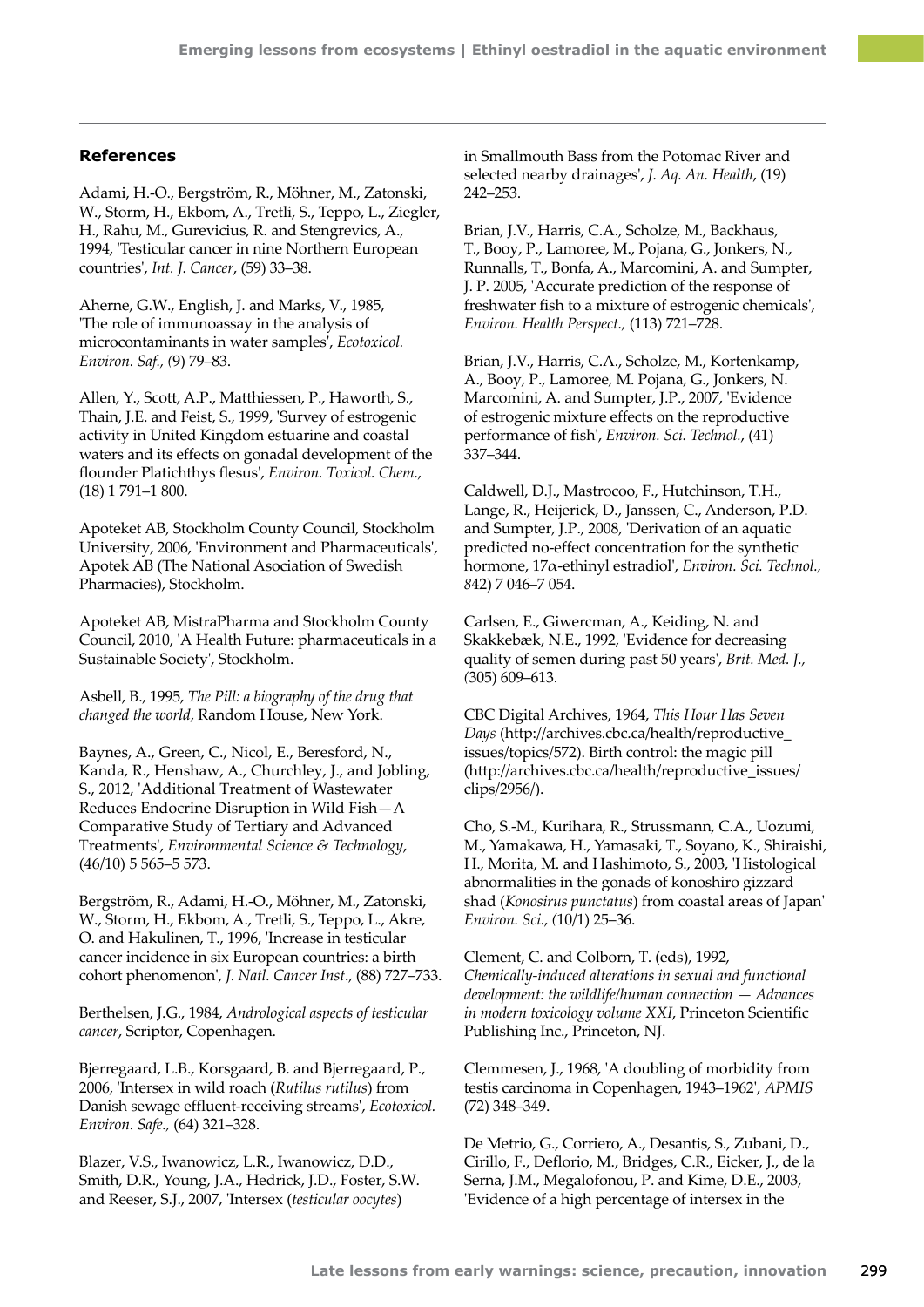## References

Adami, H.-O., Bergström, R., Möhner, M., Zatonski, W., Storm, H., Ekbom, A., Tretli, S., Teppo, L., Ziegler, H., Rahu, M., Gurevicius, R. and Stengrevics, A., 1994, 'Testicular cancer in nine Northern European countries', *Int. J. Cancer*, (59) 33–38.

Aherne, G.W., English, J. and Marks, V., 1985, 'The role of immunoassay in the analysis of microcontaminants in water samples', *Ecotoxicol. Environ. Saf., (*9) 79–83.

Allen, Y., Scott, A.P., Matthiessen, P., Haworth, S., Thain, J.E. and Feist, S., 1999, 'Survey of estrogenic activity in United Kingdom estuarine and coastal waters and its effects on gonadal development of the flounder Platichthys flesus', *Environ. Toxicol. Chem.,* (18) 1 791–1 800.

Apoteket AB, Stockholm County Council, Stockholm University, 2006, 'Environment and Pharmaceuticals', Apotek AB (The National Asociation of Swedish Pharmacies), Stockholm.

Apoteket AB, MistraPharma and Stockholm County Council, 2010, 'A Health Future: pharmaceuticals in a Sustainable Society', Stockholm.

Asbell, B., 1995, *The Pill: a biography of the drug that changed the world*, Random House, New York.

Baynes, A., Green, C., Nicol, E., Beresford, N., Kanda, R., Henshaw, A., Churchley, J., and Jobling, S., 2012, 'Additional Treatment of Wastewater Reduces Endocrine Disruption in Wild Fish—A Comparative Study of Tertiary and Advanced Treatments', *Environmental Science & Technology*, (46/10) 5 565–5 573.

Bergström, R., Adami, H.-O., Möhner, M., Zatonski, W., Storm, H., Ekbom, A., Tretli, S., Teppo, L., Akre, O. and Hakulinen, T., 1996, 'Increase in testicular cancer incidence in six European countries: a birth cohort phenomenon', *J. Natl. Cancer Inst*., (88) 727–733.

Berthelsen, J.G., 1984, *Andrological aspects of testicular cancer*, Scriptor, Copenhagen.

Bjerregaard, L.B., Korsgaard, B. and Bjerregaard, P., 2006, 'Intersex in wild roach (*Rutilus rutilus*) from Danish sewage effluent-receiving streams', *Ecotoxicol. Environ. Safe.,* (64) 321–328.

Blazer, V.S., Iwanowicz, L.R., Iwanowicz, D.D., Smith, D.R., Young, J.A., Hedrick, J.D., Foster, S.W. and Reeser, S.J., 2007, 'Intersex (*testicular oocytes*) in Smallmouth Bass from the Potomac River and selected nearby drainages', *J. Aq. An. Health*, (19) 242–253.

Brian, J.V., Harris, C.A., Scholze, M., Backhaus, T., Booy, P., Lamoree, M., Pojana, G., Jonkers, N., Runnalls, T., Bonfa, A., Marcomini, A. and Sumpter, J. P. 2005, 'Accurate prediction of the response of freshwater fish to a mixture of estrogenic chemicals', *Environ. Health Perspect.,* (113) 721–728.

Brian, J.V., Harris, C.A., Scholze, M., Kortenkamp, A., Booy, P., Lamoree, M. Pojana, G., Jonkers, N. Marcomini, A. and Sumpter, J.P., 2007, 'Evidence of estrogenic mixture effects on the reproductive performance of fish', *Environ. Sci. Technol.*, (41) 337–344.

Caldwell, D.J., Mastrocoo, F., Hutchinson, T.H., Lange, R., Heijerick, D., Janssen, C., Anderson, P.D. and Sumpter, J.P., 2008, 'Derivation of an aquatic predicted no-effect concentration for the synthetic hormone, 17α-ethinyl estradiol', *Environ. Sci. Technol., 8*42) 7 046–7 054.

Carlsen, E., Giwercman, A., Keiding, N. and Skakkebæk, N.E., 1992, 'Evidence for decreasing quality of semen during past 50 years', *Brit. Med. J., (*305) 609–613.

CBC Digital Archives, 1964, *This Hour Has Seven Days* (http://archives.cbc.ca/health/reproductive_issues/topics/572). Birth control: the magic pill (http://archives.cbc.ca/health/reproductive_issues/clips/2956/).

Cho, S.-M., Kurihara, R., Strussmann, C.A., Uozumi, M., Yamakawa, H., Yamasaki, T., Soyano, K., Shiraishi, H., Morita, M. and Hashimoto, S., 2003, 'Histological abnormalities in the gonads of konoshiro gizzard shad (*Konosirus punctatus*) from coastal areas of Japan' *Environ. Sci., (*10/1) 25–36.

Clement, C. and Colborn, T. (eds), 1992, *Chemically-induced alterations in sexual and functional development: the wildlife/human connection — Advances in modern toxicology volume XXI*, Princeton Scientific Publishing Inc., Princeton, NJ.

Clemmesen, J., 1968, 'A doubling of morbidity from testis carcinoma in Copenhagen, 1943–1962', *APMIS* (72) 348–349.

De Metrio, G., Corriero, A., Desantis, S., Zubani, D., Cirillo, F., Deflorio, M., Bridges, C.R., Eicker, J., de la Serna, J.M., Megalofonou, P. and Kime, D.E., 2003, 'Evidence of a high percentage of intersex in the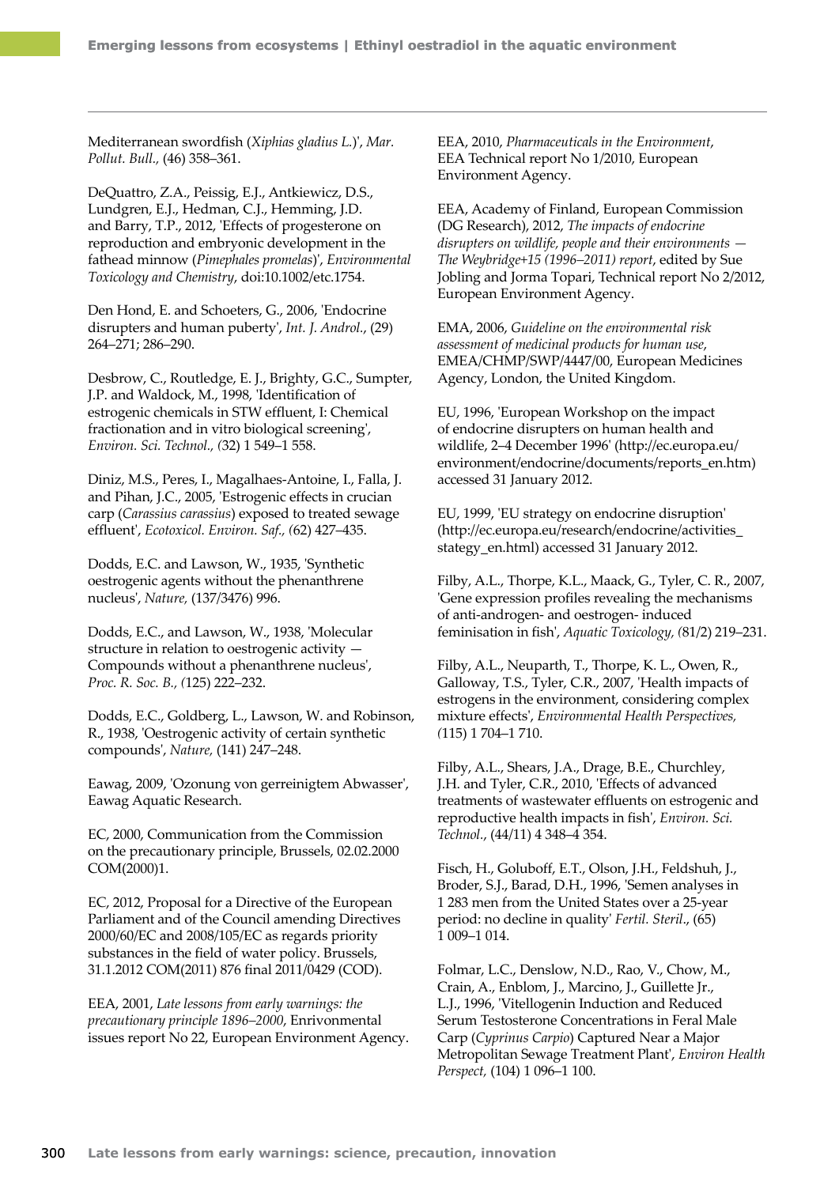Mediterranean swordfish (*Xiphias gladius L.*)', *Mar. Pollut. Bull.,* (46) 358–361.

DeQuattro, Z.A., Peissig, E.J., Antkiewicz, D.S., Lundgren, E.J., Hedman, C.J., Hemming, J.D. and Barry, T.P., 2012, 'Effects of progesterone on reproduction and embryonic development in the fathead minnow (*Pimephales promelas*)', *Environmental Toxicology and Chemistry*, doi:10.1002/etc.1754.

Den Hond, E. and Schoeters, G., 2006, 'Endocrine disrupters and human puberty', *Int. J. Androl.*, (29) 264–271; 286–290.

Desbrow, C., Routledge, E. J., Brighty, G.C., Sumpter, J.P. and Waldock, M., 1998, 'Identification of estrogenic chemicals in STW effluent, I: Chemical fractionation and in vitro biological screening', *Environ. Sci. Technol., (*32) 1 549–1 558.

Diniz, M.S., Peres, I., Magalhaes-Antoine, I., Falla, J. and Pihan, J.C., 2005, 'Estrogenic effects in crucian carp (*Carassius carassius*) exposed to treated sewage effluent', *Ecotoxicol. Environ. Saf., (*62) 427–435.

Dodds, E.C. and Lawson, W., 1935, 'Synthetic oestrogenic agents without the phenanthrene nucleus', *Nature,* (137/3476) 996.

Dodds, E.C., and Lawson, W., 1938, 'Molecular structure in relation to oestrogenic activity — Compounds without a phenanthrene nucleus', *Proc. R. Soc. B., (*125) 222–232.

Dodds, E.C., Goldberg, L., Lawson, W. and Robinson, R., 1938, 'Oestrogenic activity of certain synthetic compounds', *Nature,* (141) 247–248.

Eawag, 2009, 'Ozonung von gerreinigtem Abwasser', Eawag Aquatic Research.

EC, 2000, Communication from the Commission on the precautionary principle, Brussels, 02.02.2000 COM(2000)1.

EC, 2012, Proposal for a Directive of the European Parliament and of the Council amending Directives 2000/60/EC and 2008/105/EC as regards priority substances in the field of water policy. Brussels, 31.1.2012 COM(2011) 876 final 2011/0429 (COD).

EEA, 2001, *Late lessons from early warnings: the precautionary principle 1896–2000*, Enrivonmental issues report No 22, European Environment Agency.

EEA, 2010, *Pharmaceuticals in the Environment*, EEA Technical report No 1/2010, European Environment Agency.

EEA, Academy of Finland, European Commission (DG Research), 2012, *The impacts of endocrine disrupters on wildlife, people and their environments — The Weybridge+15 (1996–2011) report*, edited by Sue Jobling and Jorma Topari, Technical report No 2/2012, European Environment Agency.

EMA, 2006, *Guideline on the environmental risk assessment of medicinal products for human use*, EMEA/CHMP/SWP/4447/00, European Medicines Agency, London, the United Kingdom.

EU, 1996, 'European Workshop on the impact of endocrine disrupters on human health and wildlife, 2–4 December 1996' (http://ec.europa.eu/environment/endocrine/documents/reports_en.htm) accessed 31 January 2012.

EU, 1999, 'EU strategy on endocrine disruption' (http://ec.europa.eu/research/endocrine/activities_stategy_en.html) accessed 31 January 2012.

Filby, A.L., Thorpe, K.L., Maack, G., Tyler, C. R., 2007, 'Gene expression profiles revealing the mechanisms of anti-androgen- and oestrogen- induced feminisation in fish', *Aquatic Toxicology, (*81/2) 219–231.

Filby, A.L., Neuparth, T., Thorpe, K. L., Owen, R., Galloway, T.S., Tyler, C.R., 2007, 'Health impacts of estrogens in the environment, considering complex mixture effects', *Environmental Health Perspectives, (*115) 1 704–1 710.

Filby, A.L., Shears, J.A., Drage, B.E., Churchley, J.H. and Tyler, C.R., 2010, 'Effects of advanced treatments of wastewater effluents on estrogenic and reproductive health impacts in fish', *Environ. Sci. Technol.*, (44/11) 4 348–4 354.

Fisch, H., Goluboff, E.T., Olson, J.H., Feldshuh, J., Broder, S.J., Barad, D.H., 1996, 'Semen analyses in 1 283 men from the United States over a 25-year period: no decline in quality' *Fertil. Steril*., (65) 1 009–1 014.

Folmar, L.C., Denslow, N.D., Rao, V., Chow, M., Crain, A., Enblom, J., Marcino, J., Guillette Jr., L.J., 1996, 'Vitellogenin Induction and Reduced Serum Testosterone Concentrations in Feral Male Carp (*Cyprinus Carpio*) Captured Near a Major Metropolitan Sewage Treatment Plant', *Environ Health Perspect,* (104) 1 096–1 100.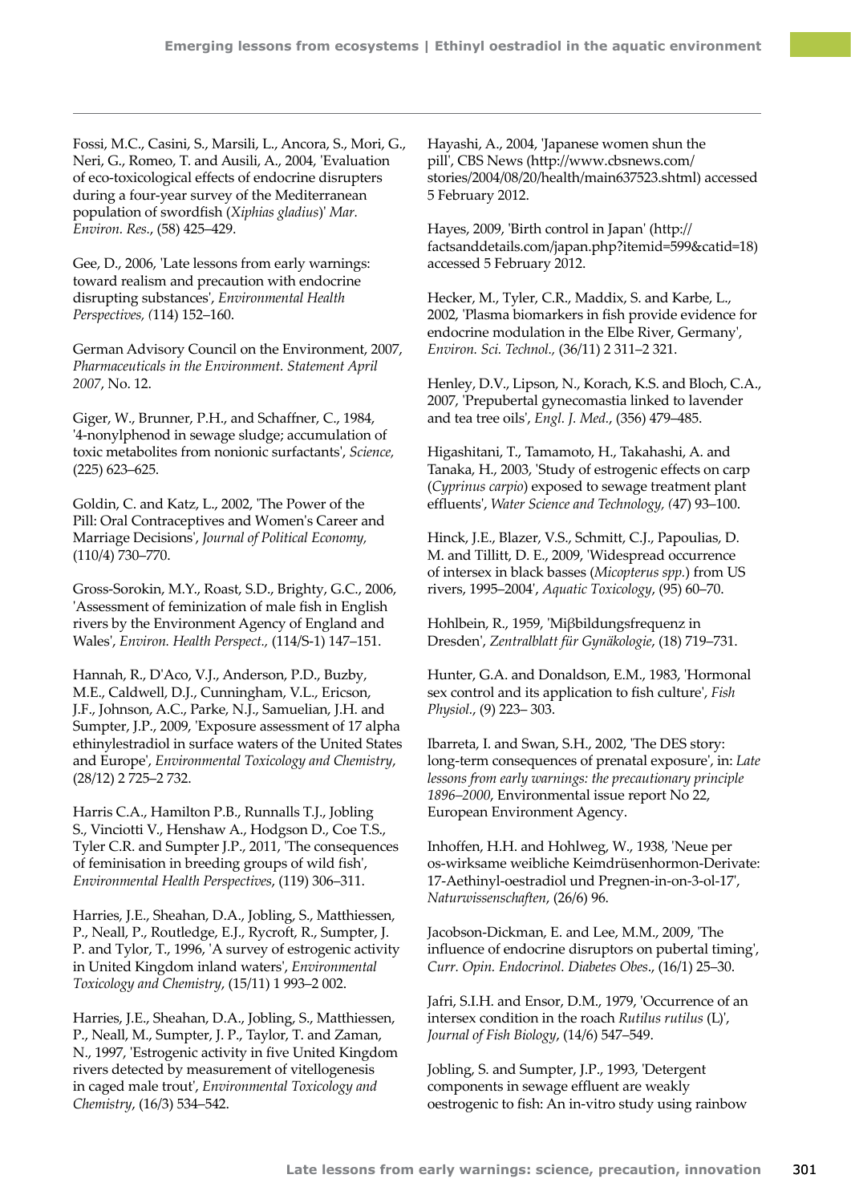Fossi, M.C., Casini, S., Marsili, L., Ancora, S., Mori, G., Neri, G., Romeo, T. and Ausili, A., 2004, 'Evaluation of eco-toxicological effects of endocrine disrupters during a four-year survey of the Mediterranean population of swordfish (*Xiphias gladius*)' *Mar. Environ. Res.*, (58) 425–429.

Gee, D., 2006, 'Late lessons from early warnings: toward realism and precaution with endocrine disrupting substances', *Environmental Health Perspectives, (*114) 152–160.

German Advisory Council on the Environment, 2007, *Pharmaceuticals in the Environment. Statement April 2007*, No. 12.

Giger, W., Brunner, P.H., and Schaffner, C., 1984, '4-nonylphenol in sewage sludge; accumulation of toxic metabolites from nonionic surfactants', *Science,* (225) 623–625.

Goldin, C. and Katz, L., 2002, 'The Power of the Pill: Oral Contraceptives and Women's Career and Marriage Decisions', *Journal of Political Economy,* (110/4) 730–770.

Gross-Sorokin, M.Y., Roast, S.D., Brighty, G.C., 2006, 'Assessment of feminization of male fish in English rivers by the Environment Agency of England and Wales', *Environ. Health Perspect.,* (114/S-1) 147–151.

Hannah, R., D'Aco, V.J., Anderson, P.D., Buzby, M.E., Caldwell, D.J., Cunningham, V.L., Ericson, J.F., Johnson, A.C., Parke, N.J., Samuelian, J.H. and Sumpter, J.P., 2009, 'Exposure assessment of 17 alpha ethinylestradiol in surface waters of the United States and Europe', *Environmental Toxicology and Chemistry*, (28/12) 2 725–2 732.

Harris C.A., Hamilton P.B., Runnalls T.J., Jobling S., Vinciotti V., Henshaw A., Hodgson D., Coe T.S., Tyler C.R. and Sumpter J.P., 2011, 'The consequences of feminisation in breeding groups of wild fish', *Environmental Health Perspectives*, (119) 306–311.

Harries, J.E., Sheahan, D.A., Jobling, S., Matthiessen, P., Neall, P., Routledge, E.J., Rycroft, R., Sumpter, J. P. and Tylor, T., 1996, 'A survey of estrogenic activity in United Kingdom inland waters', *Environmental Toxicology and Chemistry*, (15/11) 1 993–2 002.

Harries, J.E., Sheahan, D.A., Jobling, S., Matthiessen, P., Neall, M., Sumpter, J. P., Taylor, T. and Zaman, N., 1997, 'Estrogenic activity in five United Kingdom rivers detected by measurement of vitellogenesis in caged male trout', *Environmental Toxicology and Chemistry*, (16/3) 534–542.

Hayashi, A., 2004, 'Japanese women shun the pill', CBS News (http://www.cbsnews.com/stories/2004/08/20/health/main637523.shtml) accessed 5 February 2012.

Hayes, 2009, 'Birth control in Japan' (http://factsanddetails.com/japan.php?itemid=599&catid=18) accessed 5 February 2012.

Hecker, M., Tyler, C.R., Maddix, S. and Karbe, L., 2002, 'Plasma biomarkers in fish provide evidence for endocrine modulation in the Elbe River, Germany', *Environ. Sci. Technol.,* (36/11) 2 311–2 321.

Henley, D.V., Lipson, N., Korach, K.S. and Bloch, C.A., 2007, 'Prepubertal gynecomastia linked to lavender and tea tree oils', *Engl. J. Med.*, (356) 479–485.

Higashitani, T., Tamamoto, H., Takahashi, A. and Tanaka, H., 2003, 'Study of estrogenic effects on carp (*Cyprinus carpio*) exposed to sewage treatment plant effluents', *Water Science and Technology, (*47) 93–100.

Hinck, J.E., Blazer, V.S., Schmitt, C.J., Papoulias, D. M. and Tillitt, D. E., 2009, 'Widespread occurrence of intersex in black basses (*Micopterus spp.*) from US rivers, 1995–2004', *Aquatic Toxicology*, (95) 60–70.

Hohlbein, R., 1959, 'Miβbildungsfrequenz in Dresden', *Zentralblatt für Gynäkologie*, (18) 719–731.

Hunter, G.A. and Donaldson, E.M., 1983, 'Hormonal sex control and its application to fish culture', *Fish Physiol.*, (9) 223– 303.

Ibarreta, I. and Swan, S.H., 2002, 'The DES story: long-term consequences of prenatal exposure', in: *Late lessons from early warnings: the precautionary principle 1896–2000*, Environmental issue report No 22, European Environment Agency.

Inhoffen, H.H. and Hohlweg, W., 1938, 'Neue per os-wirksame weibliche Keimdrüsenhormon-Derivate: 17-Aethinyl-oestradiol und Pregnen-in-on-3-ol-17', *Naturwissenschaften*, (26/6) 96.

Jacobson-Dickman, E. and Lee, M.M., 2009, 'The influence of endocrine disruptors on pubertal timing', *Curr. Opin. Endocrinol. Diabetes Obes*., (16/1) 25–30.

Jafri, S.I.H. and Ensor, D.M., 1979, 'Occurrence of an intersex condition in the roach *Rutilus rutilus* (L)', *Journal of Fish Biology*, (14/6) 547–549.

Jobling, S. and Sumpter, J.P., 1993, 'Detergent components in sewage effluent are weakly oestrogenic to fish: An in-vitro study using rainbow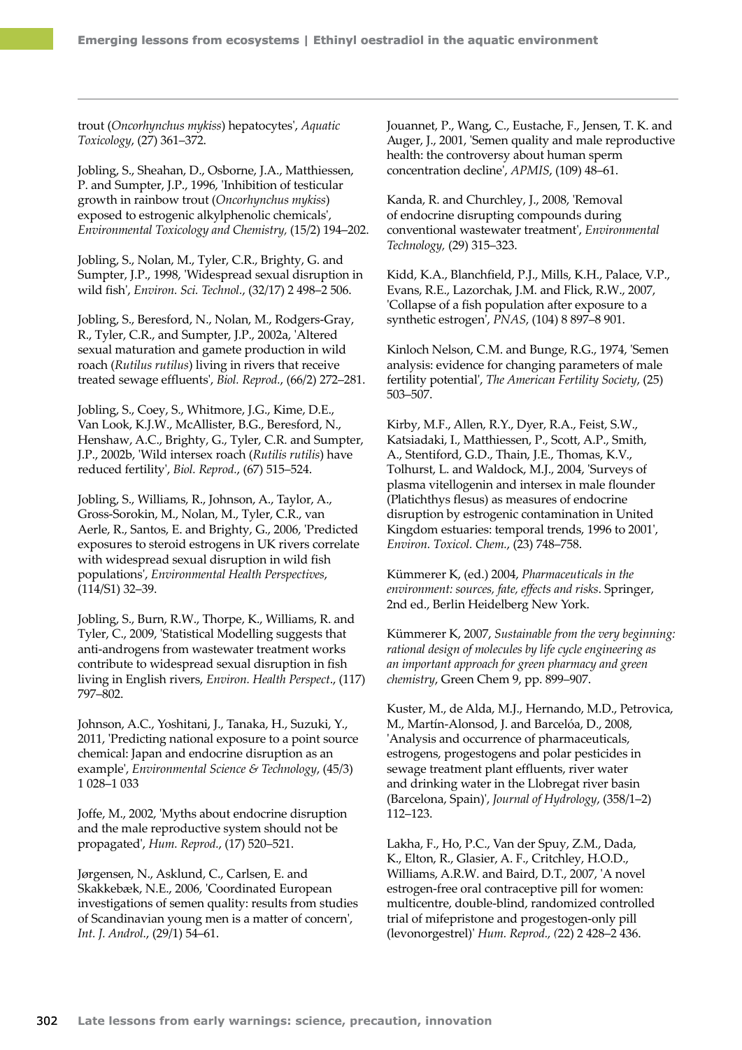trout (*Oncorhynchus mykiss*) hepatocytes', *Aquatic Toxicology*, (27) 361–372.

Jobling, S., Sheahan, D., Osborne, J.A., Matthiessen, P. and Sumpter, J.P., 1996, 'Inhibition of testicular growth in rainbow trout (*Oncorhynchus mykiss*) exposed to estrogenic alkylphenolic chemicals', *Environmental Toxicology and Chemistry*, (15/2) 194–202.

Jobling, S., Nolan, M., Tyler, C.R., Brighty, G. and Sumpter, J.P., 1998, 'Widespread sexual disruption in wild fish', *Environ. Sci. Technol.*, (32/17) 2 498–2 506.

Jobling, S., Beresford, N., Nolan, M., Rodgers-Gray, R., Tyler, C.R., and Sumpter, J.P., 2002a, 'Altered sexual maturation and gamete production in wild roach (*Rutilus rutilus*) living in rivers that receive treated sewage effluents', *Biol. Reprod.*, (66/2) 272–281.

Jobling, S., Coey, S., Whitmore, J.G., Kime, D.E., Van Look, K.J.W., McAllister, B.G., Beresford, N., Henshaw, A.C., Brighty, G., Tyler, C.R. and Sumpter, J.P., 2002b, 'Wild intersex roach (*Rutilis rutilis*) have reduced fertility', *Biol. Reprod.*, (67) 515–524.

Jobling, S., Williams, R., Johnson, A., Taylor, A., Gross-Sorokin, M., Nolan, M., Tyler, C.R., van Aerle, R., Santos, E. and Brighty, G., 2006, 'Predicted exposures to steroid estrogens in UK rivers correlate with widespread sexual disruption in wild fish populations', *Environmental Health Perspectives*, (114/S1) 32–39.

Jobling, S., Burn, R.W., Thorpe, K., Williams, R. and Tyler, C., 2009, 'Statistical Modelling suggests that anti-androgens from wastewater treatment works contribute to widespread sexual disruption in fish living in English rivers, *Environ. Health Perspect.*, (117) 797–802.

Johnson, A.C., Yoshitani, J., Tanaka, H., Suzuki, Y., 2011, 'Predicting national exposure to a point source chemical: Japan and endocrine disruption as an example', *Environmental Science & Technology*, (45/3) 1 028–1 033

Joffe, M., 2002, 'Myths about endocrine disruption and the male reproductive system should not be propagated', *Hum. Reprod.*, (17) 520–521.

Jørgensen, N., Asklund, C., Carlsen, E. and Skakkebæk, N.E., 2006, 'Coordinated European investigations of semen quality: results from studies of Scandinavian young men is a matter of concern', *Int. J. Androl.*, (29/1) 54–61.

Jouannet, P., Wang, C., Eustache, F., Jensen, T. K. and Auger, J., 2001, 'Semen quality and male reproductive health: the controversy about human sperm concentration decline', *APMIS*, (109) 48–61.

Kanda, R. and Churchley, J., 2008, 'Removal of endocrine disrupting compounds during conventional wastewater treatment', *Environmental Technology,* (29) 315–323.

Kidd, K.A., Blanchfield, P.J., Mills, K.H., Palace, V.P., Evans, R.E., Lazorchak, J.M. and Flick, R.W., 2007, 'Collapse of a fish population after exposure to a synthetic estrogen', *PNAS*, (104) 8 897–8 901.

Kinloch Nelson, C.M. and Bunge, R.G., 1974, 'Semen analysis: evidence for changing parameters of male fertility potential', *The American Fertility Society*, (25) 503–507.

Kirby, M.F., Allen, R.Y., Dyer, R.A., Feist, S.W., Katsiadaki, I., Matthiessen, P., Scott, A.P., Smith, A., Stentiford, G.D., Thain, J.E., Thomas, K.V., Tolhurst, L. and Waldock, M.J., 2004, 'Surveys of plasma vitellogenin and intersex in male flounder (Platichthys flesus) as measures of endocrine disruption by estrogenic contamination in United Kingdom estuaries: temporal trends, 1996 to 2001', *Environ. Toxicol. Chem.*, (23) 748–758.

Kümmerer K, (ed.) 2004, *Pharmaceuticals in the environment: sources, fate, effects and risks*. Springer, 2nd ed., Berlin Heidelberg New York.

Kümmerer K, 2007, *Sustainable from the very beginning: rational design of molecules by life cycle engineering as an important approach for green pharmacy and green chemistry*, Green Chem 9, pp. 899–907.

Kuster, M., de Alda, M.J., Hernando, M.D., Petrovica, M., Martín-Alonsod, J. and Barcelóa, D., 2008, 'Analysis and occurrence of pharmaceuticals, estrogens, progestogens and polar pesticides in sewage treatment plant effluents, river water and drinking water in the Llobregat river basin (Barcelona, Spain)', *Journal of Hydrology*, (358/1–2) 112–123.

Lakha, F., Ho, P.C., Van der Spuy, Z.M., Dada, K., Elton, R., Glasier, A. F., Critchley, H.O.D., Williams, A.R.W. and Baird, D.T., 2007, 'A novel estrogen-free oral contraceptive pill for women: multicentre, double-blind, randomized controlled trial of mifepristone and progestogen-only pill (levonorgestrel)' *Hum. Reprod.,* (22) 2 428–2 436.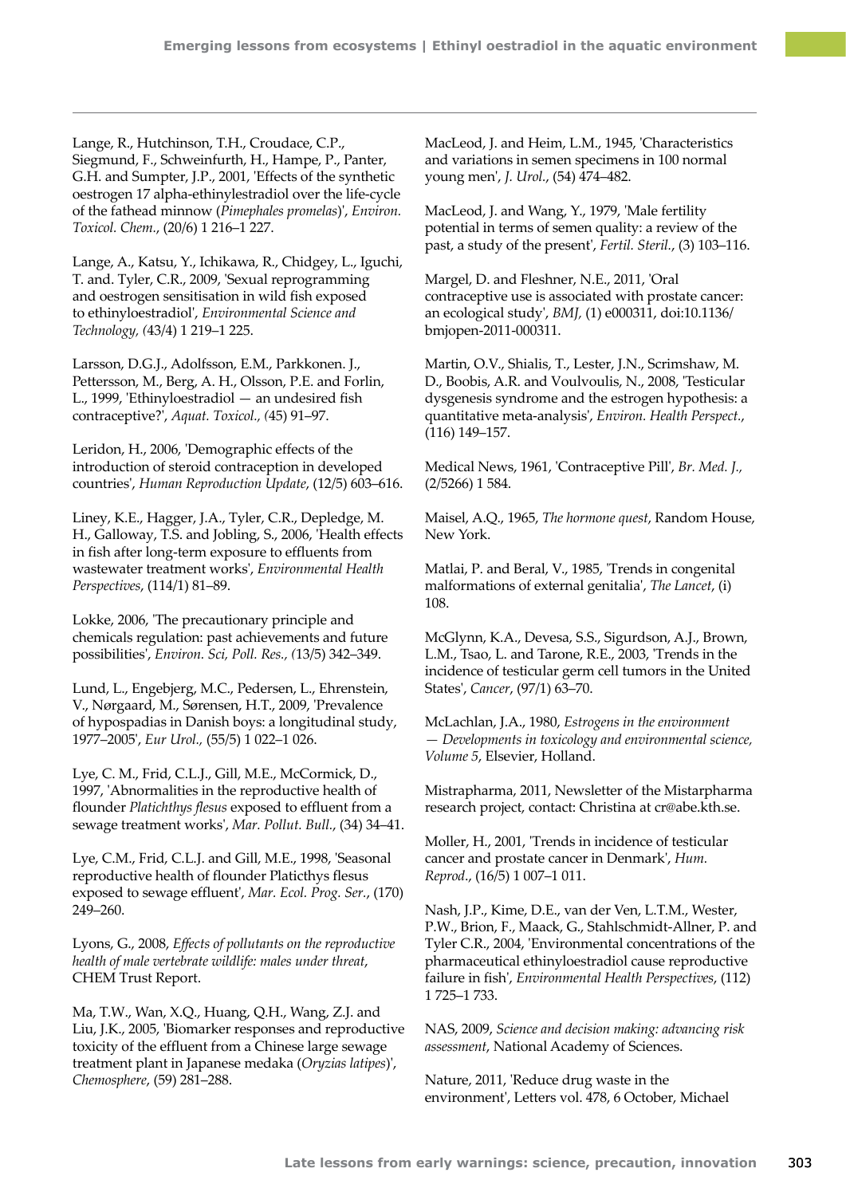Lange, R., Hutchinson, T.H., Croudace, C.P., Siegmund, F., Schweinfurth, H., Hampe, P., Panter, G.H. and Sumpter, J.P., 2001, 'Effects of the synthetic oestrogen 17 alpha-ethinylestradiol over the life-cycle of the fathead minnow (*Pimephales promelas*)', *Environ. Toxicol. Chem.*, (20/6) 1 216–1 227.

Lange, A., Katsu, Y., Ichikawa, R., Chidgey, L., Iguchi, T. and. Tyler, C.R., 2009, 'Sexual reprogramming and oestrogen sensitisation in wild fish exposed to ethinyloestradiol', *Environmental Science and Technology, (*43/4) 1 219–1 225.

Larsson, D.G.J., Adolfsson, E.M., Parkkonen. J., Pettersson, M., Berg, A. H., Olsson, P.E. and Forlin, L., 1999, 'Ethinyloestradiol — an undesired fish contraceptive?', *Aquat. Toxicol., (*45) 91–97.

Leridon, H., 2006, 'Demographic effects of the introduction of steroid contraception in developed countries', *Human Reproduction Update*, (12/5) 603–616.

Liney, K.E., Hagger, J.A., Tyler, C.R., Depledge, M. H., Galloway, T.S. and Jobling, S., 2006, 'Health effects in fish after long-term exposure to effluents from wastewater treatment works', *Environmental Health Perspectives*, (114/1) 81–89.

Lokke, 2006, 'The precautionary principle and chemicals regulation: past achievements and future possibilities', *Environ. Sci, Poll. Res., (*13/5) 342–349.

Lund, L., Engebjerg, M.C., Pedersen, L., Ehrenstein, V., Nørgaard, M., Sørensen, H.T., 2009, 'Prevalence of hypospadias in Danish boys: a longitudinal study, 1977–2005', *Eur Urol.,* (55/5) 1 022–1 026.

Lye, C. M., Frid, C.L.J., Gill, M.E., McCormick, D., 1997, 'Abnormalities in the reproductive health of flounder *Platichthys flesus* exposed to effluent from a sewage treatment works', *Mar. Pollut. Bull.*, (34) 34–41.

Lye, C.M., Frid, C.L.J. and Gill, M.E., 1998, 'Seasonal reproductive health of flounder Platichthys flesus exposed to sewage effluent', *Mar. Ecol. Prog. Ser.*, (170) 249–260.

Lyons, G., 2008, *Effects of pollutants on the reproductive health of male vertebrate wildlife: males under threat*, CHEM Trust Report.

Ma, T.W., Wan, X.Q., Huang, Q.H., Wang, Z.J. and Liu, J.K., 2005, 'Biomarker responses and reproductive toxicity of the effluent from a Chinese large sewage treatment plant in Japanese medaka (*Oryzias latipes*)', *Chemosphere*, (59) 281–288.

MacLeod, J. and Heim, L.M., 1945, 'Characteristics and variations in semen specimens in 100 normal young men', *J. Urol.*, (54) 474–482.

MacLeod, J. and Wang, Y., 1979, 'Male fertility potential in terms of semen quality: a review of the past, a study of the present', *Fertil. Steril.*, (3) 103–116.

Margel, D. and Fleshner, N.E., 2011, 'Oral contraceptive use is associated with prostate cancer: an ecological study', *BMJ,* (1) e000311, doi:10.1136/bmjopen-2011-000311.

Martin, O.V., Shialis, T., Lester, J.N., Scrimshaw, M. D., Boobis, A.R. and Voulvoulis, N., 2008, 'Testicular dysgenesis syndrome and the estrogen hypothesis: a quantitative meta-analysis', *Environ. Health Perspect.*, (116) 149–157.

Medical News, 1961, 'Contraceptive Pill', *Br. Med. J.,* (2/5266) 1 584.

Maisel, A.Q., 1965, *The hormone quest*, Random House, New York.

Matlai, P. and Beral, V., 1985, 'Trends in congenital malformations of external genitalia', *The Lancet*, (i) 108.

McGlynn, K.A., Devesa, S.S., Sigurdson, A.J., Brown, L.M., Tsao, L. and Tarone, R.E., 2003, 'Trends in the incidence of testicular germ cell tumors in the United States', *Cancer*, (97/1) 63–70.

McLachlan, J.A., 1980, *Estrogens in the environment — Developments in toxicology and environmental science, Volume 5*, Elsevier, Holland.

Mistrapharma, 2011, Newsletter of the Mistarpharma research project, contact: Christina at cr@abe.kth.se.

Moller, H., 2001, 'Trends in incidence of testicular cancer and prostate cancer in Denmark', *Hum. Reprod*., (16/5) 1 007–1 011.

Nash, J.P., Kime, D.E., van der Ven, L.T.M., Wester, P.W., Brion, F., Maack, G., Stahlschmidt-Allner, P. and Tyler C.R., 2004, 'Environmental concentrations of the pharmaceutical ethinyloestradiol cause reproductive failure in fish', *Environmental Health Perspectives*, (112) 1 725–1 733.

NAS, 2009, *Science and decision making: advancing risk assessment*, National Academy of Sciences.

Nature, 2011, 'Reduce drug waste in the environment', Letters vol. 478, 6 October, Michael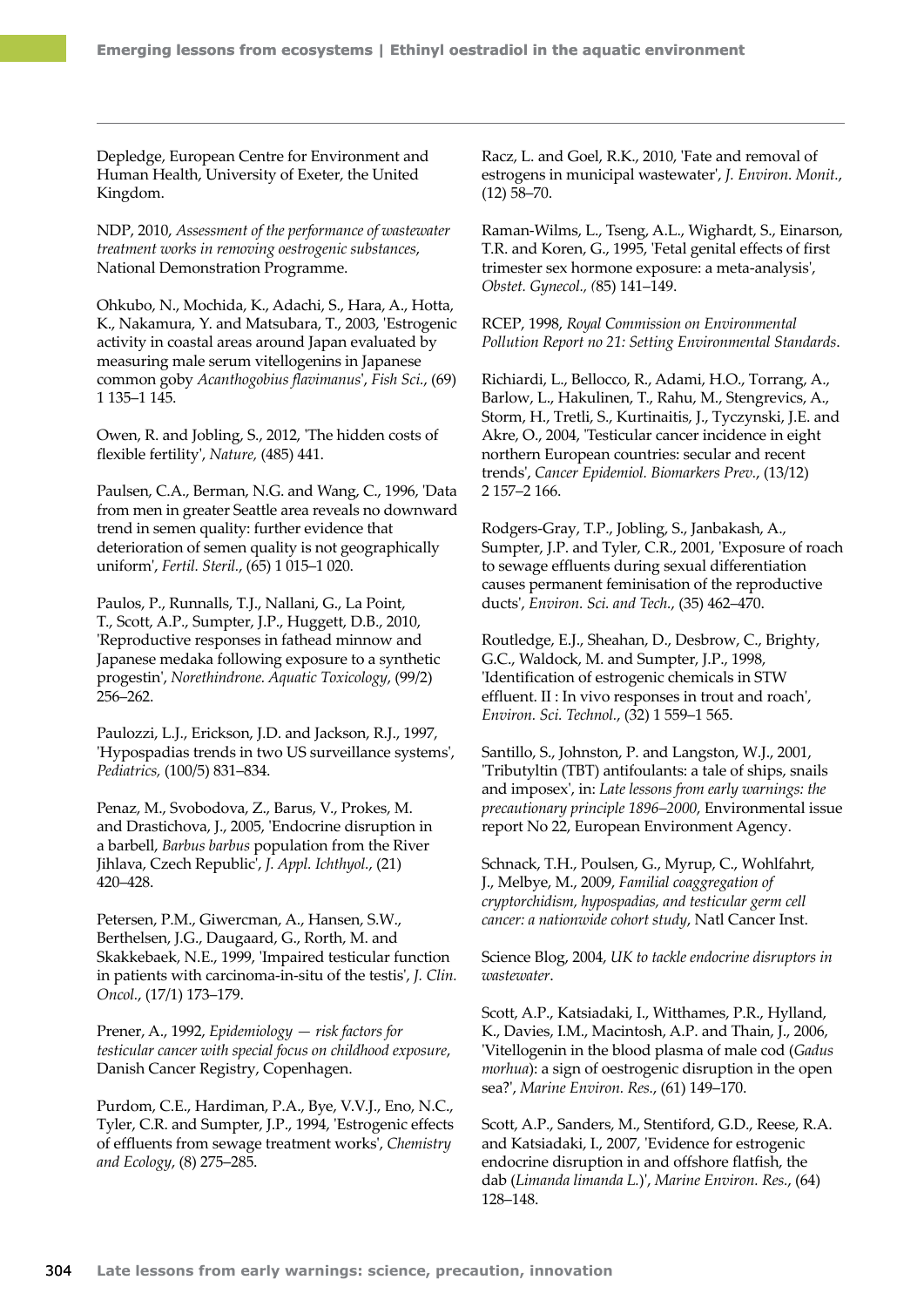Depledge, European Centre for Environment and Human Health, University of Exeter, the United Kingdom.

NDP, 2010, *Assessment of the performance of wastewater treatment works in removing oestrogenic substances*, National Demonstration Programme.

Ohkubo, N., Mochida, K., Adachi, S., Hara, A., Hotta, K., Nakamura, Y. and Matsubara, T., 2003, 'Estrogenic activity in coastal areas around Japan evaluated by measuring male serum vitellogenins in Japanese common goby *Acanthogobius flavimanus*', *Fish Sci.*, (69) 1 135–1 145.

Owen, R. and Jobling, S., 2012, 'The hidden costs of flexible fertility', *Nature,* (485) 441.

Paulsen, C.A., Berman, N.G. and Wang, C., 1996, 'Data from men in greater Seattle area reveals no downward trend in semen quality: further evidence that deterioration of semen quality is not geographically uniform', *Fertil. Steril.*, (65) 1 015–1 020.

Paulos, P., Runnalls, T.J., Nallani, G., La Point, T., Scott, A.P., Sumpter, J.P., Huggett, D.B., 2010, 'Reproductive responses in fathead minnow and Japanese medaka following exposure to a synthetic progestin', *Norethindrone. Aquatic Toxicology*, (99/2) 256–262.

Paulozzi, L.J., Erickson, J.D. and Jackson, R.J., 1997, 'Hypospadias trends in two US surveillance systems', *Pediatrics,* (100/5) 831–834.

Penaz, M., Svobodova, Z., Barus, V., Prokes, M. and Drastichova, J., 2005, 'Endocrine disruption in a barbell, *Barbus barbus* population from the River Jihlava, Czech Republic', *J. Appl. Ichthyol.*, (21) 420–428.

Petersen, P.M., Giwercman, A., Hansen, S.W., Berthelsen, J.G., Daugaard, G., Rorth, M. and Skakkebaek, N.E., 1999, 'Impaired testicular function in patients with carcinoma-in-situ of the testis', *J. Clin. Oncol.*, (17/1) 173–179.

Prener, A., 1992, *Epidemiology — risk factors for testicular cancer with special focus on childhood exposure*, Danish Cancer Registry, Copenhagen.

Purdom, C.E., Hardiman, P.A., Bye, V.V.J., Eno, N.C., Tyler, C.R. and Sumpter, J.P., 1994, 'Estrogenic effects of effluents from sewage treatment works', *Chemistry and Ecology*, (8) 275–285.

Racz, L. and Goel, R.K., 2010, 'Fate and removal of estrogens in municipal wastewater', *J. Environ. Monit.*, (12) 58–70.

Raman-Wilms, L., Tseng, A.L., Wighardt, S., Einarson, T.R. and Koren, G., 1995, 'Fetal genital effects of first trimester sex hormone exposure: a meta-analysis', *Obstet. Gynecol., (*85) 141–149.

RCEP, 1998, *Royal Commission on Environmental Pollution Report no 21: Setting Environmental Standards*.

Richiardi, L., Bellocco, R., Adami, H.O., Torrang, A., Barlow, L., Hakulinen, T., Rahu, M., Stengrevics, A., Storm, H., Tretli, S., Kurtinaitis, J., Tyczynski, J.E. and Akre, O., 2004, 'Testicular cancer incidence in eight northern European countries: secular and recent trends', *Cancer Epidemiol. Biomarkers Prev.*, (13/12) 2 157–2 166.

Rodgers-Gray, T.P., Jobling, S., Janbakash, A., Sumpter, J.P. and Tyler, C.R., 2001, 'Exposure of roach to sewage effluents during sexual differentiation causes permanent feminisation of the reproductive ducts', *Environ. Sci. and Tech.*, (35) 462–470.

Routledge, E.J., Sheahan, D., Desbrow, C., Brighty, G.C., Waldock, M. and Sumpter, J.P., 1998, 'Identification of estrogenic chemicals in STW effluent. II : In vivo responses in trout and roach', *Environ. Sci. Technol.*, (32) 1 559–1 565.

Santillo, S., Johnston, P. and Langston, W.J., 2001, 'Tributyltin (TBT) antifoulants: a tale of ships, snails and imposex', in: *Late lessons from early warnings: the precautionary principle 1896–2000*, Environmental issue report No 22, European Environment Agency.

Schnack, T.H., Poulsen, G., Myrup, C., Wohlfahrt, J., Melbye, M., 2009, *Familial coaggregation of cryptorchidism, hypospadias, and testicular germ cell cancer: a nationwide cohort study*, Natl Cancer Inst.

Science Blog, 2004, *UK to tackle endocrine disruptors in wastewater*.

Scott, A.P., Katsiadaki, I., Witthames, P.R., Hylland, K., Davies, I.M., Macintosh, A.P. and Thain, J., 2006, 'Vitellogenin in the blood plasma of male cod (*Gadus morhua*): a sign of oestrogenic disruption in the open sea?', *Marine Environ. Res.*, (61) 149–170.

Scott, A.P., Sanders, M., Stentiford, G.D., Reese, R.A. and Katsiadaki, I., 2007, 'Evidence for estrogenic endocrine disruption in and offshore flatfish, the dab (*Limanda limanda L.*)', *Marine Environ. Res.*, (64) 128–148.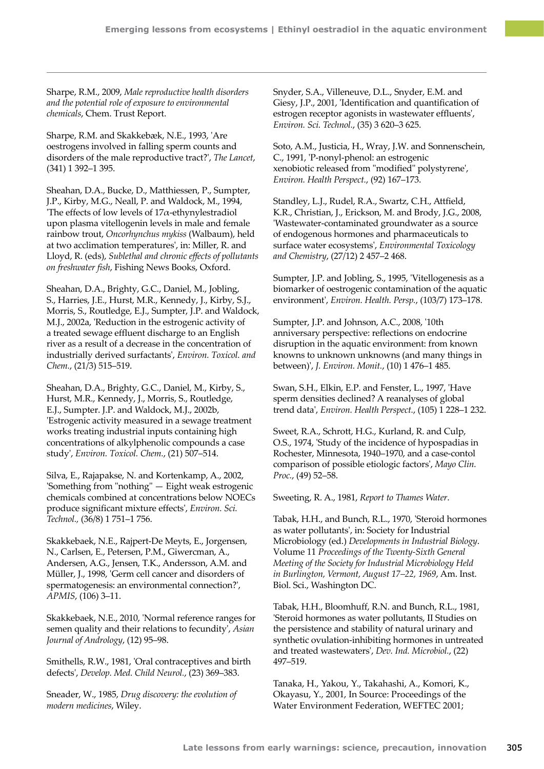Sharpe, R.M., 2009, *Male reproductive health disorders and the potential role of exposure to environmental chemicals*, Chem. Trust Report.

Sharpe, R.M. and Skakkebæk, N.E., 1993, 'Are oestrogens involved in falling sperm counts and disorders of the male reproductive tract?', *The Lancet*, (341) 1 392–1 395.

Sheahan, D.A., Bucke, D., Matthiessen, P., Sumpter, J.P., Kirby, M.G., Neall, P. and Waldock, M., 1994, 'The effects of low levels of 17α-ethynylestradiol upon plasma vitellogenin levels in male and female rainbow trout, *Oncorhynchus mykiss* (Walbaum), held at two acclimation temperatures', in: Miller, R. and Lloyd, R. (eds), *Sublethal and chronic effects of pollutants on freshwater fish*, Fishing News Books, Oxford.

Sheahan, D.A., Brighty, G.C., Daniel, M., Jobling, S., Harries, J.E., Hurst, M.R., Kennedy, J., Kirby, S.J., Morris, S., Routledge, E.J., Sumpter, J.P. and Waldock, M.J., 2002a, 'Reduction in the estrogenic activity of a treated sewage effluent discharge to an English river as a result of a decrease in the concentration of industrially derived surfactants', *Environ. Toxicol. and Chem.*, (21/3) 515–519.

Sheahan, D.A., Brighty, G.C., Daniel, M., Kirby, S., Hurst, M.R., Kennedy, J., Morris, S., Routledge, E.J., Sumpter. J.P. and Waldock, M.J., 2002b, 'Estrogenic activity measured in a sewage treatment works treating industrial inputs containing high concentrations of alkylphenolic compounds a case study', *Environ. Toxicol. Chem.*, (21) 507–514.

Silva, E., Rajapakse, N. and Kortenkamp, A., 2002, 'Something from "nothing" — Eight weak estrogenic chemicals combined at concentrations below NOECs produce significant mixture effects', *Environ. Sci. Technol.*, (36/8) 1 751–1 756.

Skakkebaek, N.E., Rajpert-De Meyts, E., Jorgensen, N., Carlsen, E., Petersen, P.M., Giwercman, A., Andersen, A.G., Jensen, T.K., Andersson, A.M. and Müller, J., 1998, 'Germ cell cancer and disorders of spermatogenesis: an environmental connection?', *APMIS*, (106) 3–11.

Skakkebaek, N.E., 2010, 'Normal reference ranges for semen quality and their relations to fecundity', *Asian Journal of Andrology*, (12) 95–98.

Smithells, R.W., 1981, 'Oral contraceptives and birth defects', *Develop. Med. Child Neurol.*, (23) 369–383.

Sneader, W., 1985, *Drug discovery: the evolution of modern medicines*, Wiley.

Snyder, S.A., Villeneuve, D.L., Snyder, E.M. and Giesy, J.P., 2001, 'Identification and quantification of estrogen receptor agonists in wastewater effluents', *Environ. Sci. Technol.*, (35) 3 620–3 625.

Soto, A.M., Justicia, H., Wray, J.W. and Sonnenschein, C., 1991, 'P-nonyl-phenol: an estrogenic xenobiotic released from "modified" polystyrene', *Environ. Health Perspect.*, (92) 167–173.

Standley, L.J., Rudel, R.A., Swartz, C.H., Attfield, K.R., Christian, J., Erickson, M. and Brody, J.G., 2008, 'Wastewater-contaminated groundwater as a source of endogenous hormones and pharmaceuticals to surface water ecosystems', *Environmental Toxicology and Chemistry*, (27/12) 2 457–2 468.

Sumpter, J.P. and Jobling, S., 1995, 'Vitellogenesis as a biomarker of oestrogenic contamination of the aquatic environment', *Environ. Health. Persp.*, (103/7) 173–178.

Sumpter, J.P. and Johnson, A.C., 2008, '10th anniversary perspective: reflections on endocrine disruption in the aquatic environment: from known knowns to unknown unknowns (and many things in between)', *J. Environ. Monit.*, (10) 1 476–1 485.

Swan, S.H., Elkin, E.P. and Fenster, L., 1997, 'Have sperm densities declined? A reanalyses of global trend data', *Environ. Health Perspect.*, (105) 1 228–1 232.

Sweet, R.A., Schrott, H.G., Kurland, R. and Culp, O.S., 1974, 'Study of the incidence of hypospadias in Rochester, Minnesota, 1940–1970, and a case-contol comparison of possible etiologic factors', *Mayo Clin. Proc.*, (49) 52–58.

Sweeting, R. A., 1981, *Report to Thames Water*.

Tabak, H.H., and Bunch, R.L., 1970, 'Steroid hormones as water pollutants', in: Society for Industrial Microbiology (ed.) *Developments in Industrial Biology*. Volume 11 *Proceedings of the Twenty-Sixth General Meeting of the Society for Industrial Microbiology Held in Burlington, Vermont, August 17–22, 1969*, Am. Inst. Biol. Sci., Washington DC.

Tabak, H.H., Bloomhuff, R.N. and Bunch, R.L., 1981, 'Steroid hormones as water pollutants, II Studies on the persistence and stability of natural urinary and synthetic ovulation-inhibiting hormones in untreated and treated wastewaters', *Dev. Ind. Microbiol.*, (22) 497–519.

Tanaka, H., Yakou, Y., Takahashi, A., Komori, K., Okayasu, Y., 2001, In Source: Proceedings of the Water Environment Federation, WEFTEC 2001;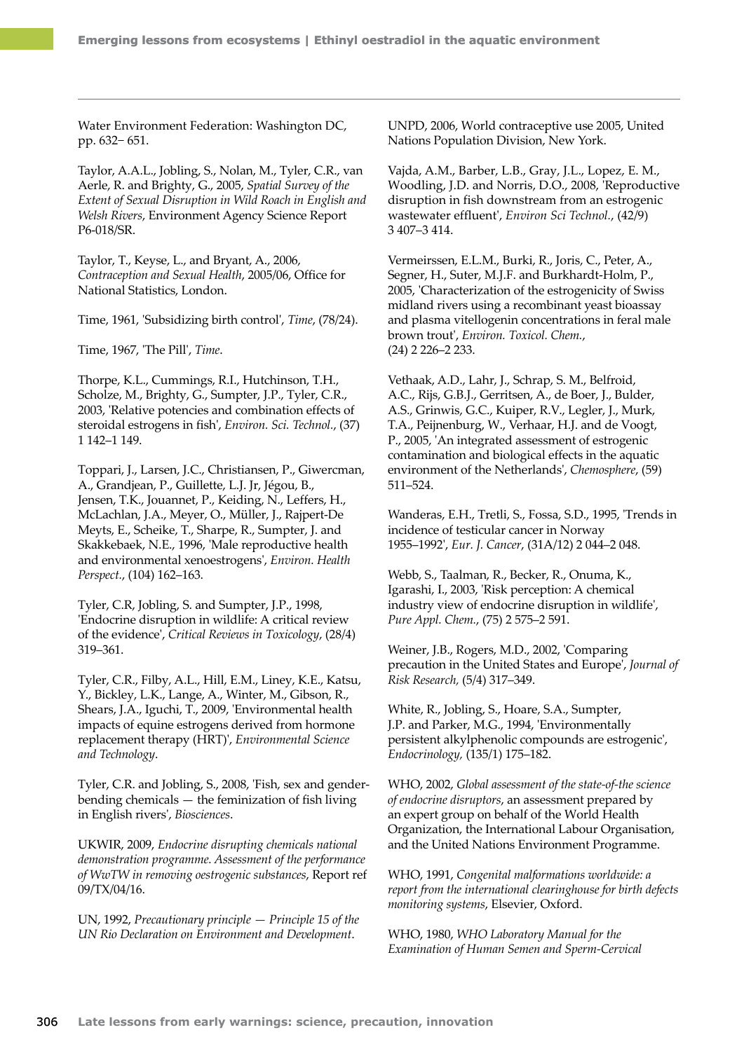Water Environment Federation: Washington DC, pp. 632– 651.

Taylor, A.A.L., Jobling, S., Nolan, M., Tyler, C.R., van Aerle, R. and Brighty, G., 2005, *Spatial Survey of the Extent of Sexual Disruption in Wild Roach in English and Welsh Rivers*, Environment Agency Science Report P6-018/SR.

Taylor, T., Keyse, L., and Bryant, A., 2006, *Contraception and Sexual Health*, 2005/06, Office for National Statistics, London.

Time, 1961, 'Subsidizing birth control', *Time*, (78/24).

Time, 1967, 'The Pill', *Time*.

Thorpe, K.L., Cummings, R.I., Hutchinson, T.H., Scholze, M., Brighty, G., Sumpter, J.P., Tyler, C.R., 2003, 'Relative potencies and combination effects of steroidal estrogens in fish', *Environ. Sci. Technol.*, (37) 1 142–1 149.

Toppari, J., Larsen, J.C., Christiansen, P., Giwercman, A., Grandjean, P., Guillette, L.J. Jr, Jégou, B., Jensen, T.K., Jouannet, P., Keiding, N., Leffers, H., McLachlan, J.A., Meyer, O., Müller, J., Rajpert-De Meyts, E., Scheike, T., Sharpe, R., Sumpter, J. and Skakkebaek, N.E., 1996, 'Male reproductive health and environmental xenoestrogens', *Environ. Health Perspect.*, (104) 162–163.

Tyler, C.R, Jobling, S. and Sumpter, J.P., 1998, 'Endocrine disruption in wildlife: A critical review of the evidence', *Critical Reviews in Toxicology*, (28/4) 319–361.

Tyler, C.R., Filby, A.L., Hill, E.M., Liney, K.E., Katsu, Y., Bickley, L.K., Lange, A., Winter, M., Gibson, R., Shears, J.A., Iguchi, T., 2009, 'Environmental health impacts of equine estrogens derived from hormone replacement therapy (HRT)', *Environmental Science and Technology*.

Tyler, C.R. and Jobling, S., 2008, 'Fish, sex and gender-bending chemicals — the feminization of fish living in English rivers', *Biosciences*.

UKWIR, 2009, *Endocrine disrupting chemicals national demonstration programme. Assessment of the performance of WwTW in removing oestrogenic substances*, Report ref 09/TX/04/16.

UN, 1992, *Precautionary principle — Principle 15 of the UN Rio Declaration on Environment and Development*.

UNPD, 2006, World contraceptive use 2005, United Nations Population Division, New York.

Vajda, A.M., Barber, L.B., Gray, J.L., Lopez, E. M., Woodling, J.D. and Norris, D.O., 2008, 'Reproductive disruption in fish downstream from an estrogenic wastewater effluent', *Environ Sci Technol.*, (42/9) 3 407–3 414.

Vermeirssen, E.L.M., Burki, R., Joris, C., Peter, A., Segner, H., Suter, M.J.F. and Burkhardt-Holm, P., 2005, 'Characterization of the estrogenicity of Swiss midland rivers using a recombinant yeast bioassay and plasma vitellogenin concentrations in feral male brown trout', *Environ. Toxicol. Chem.*, (24) 2 226–2 233.

Vethaak, A.D., Lahr, J., Schrap, S. M., Belfroid, A.C., Rijs, G.B.J., Gerritsen, A., de Boer, J., Bulder, A.S., Grinwis, G.C., Kuiper, R.V., Legler, J., Murk, T.A., Peijnenburg, W., Verhaar, H.J. and de Voogt, P., 2005, 'An integrated assessment of estrogenic contamination and biological effects in the aquatic environment of the Netherlands', *Chemosphere*, (59) 511–524.

Wanderas, E.H., Tretli, S., Fossa, S.D., 1995, 'Trends in incidence of testicular cancer in Norway 1955–1992', *Eur. J. Cancer*, (31A/12) 2 044–2 048.

Webb, S., Taalman, R., Becker, R., Onuma, K., Igarashi, I., 2003, 'Risk perception: A chemical industry view of endocrine disruption in wildlife', *Pure Appl. Chem.*, (75) 2 575–2 591.

Weiner, J.B., Rogers, M.D., 2002, 'Comparing precaution in the United States and Europe', *Journal of Risk Research*, (5/4) 317–349.

White, R., Jobling, S., Hoare, S.A., Sumpter, J.P. and Parker, M.G., 1994, 'Environmentally persistent alkylphenolic compounds are estrogenic', *Endocrinology*, (135/1) 175–182.

WHO, 2002, *Global assessment of the state-of-the science of endocrine disruptors*, an assessment prepared by an expert group on behalf of the World Health Organization, the International Labour Organisation, and the United Nations Environment Programme.

WHO, 1991, *Congenital malformations worldwide: a report from the international clearinghouse for birth defects monitoring systems*, Elsevier, Oxford.

WHO, 1980, *WHO Laboratory Manual for the Examination of Human Semen and Sperm-Cervical*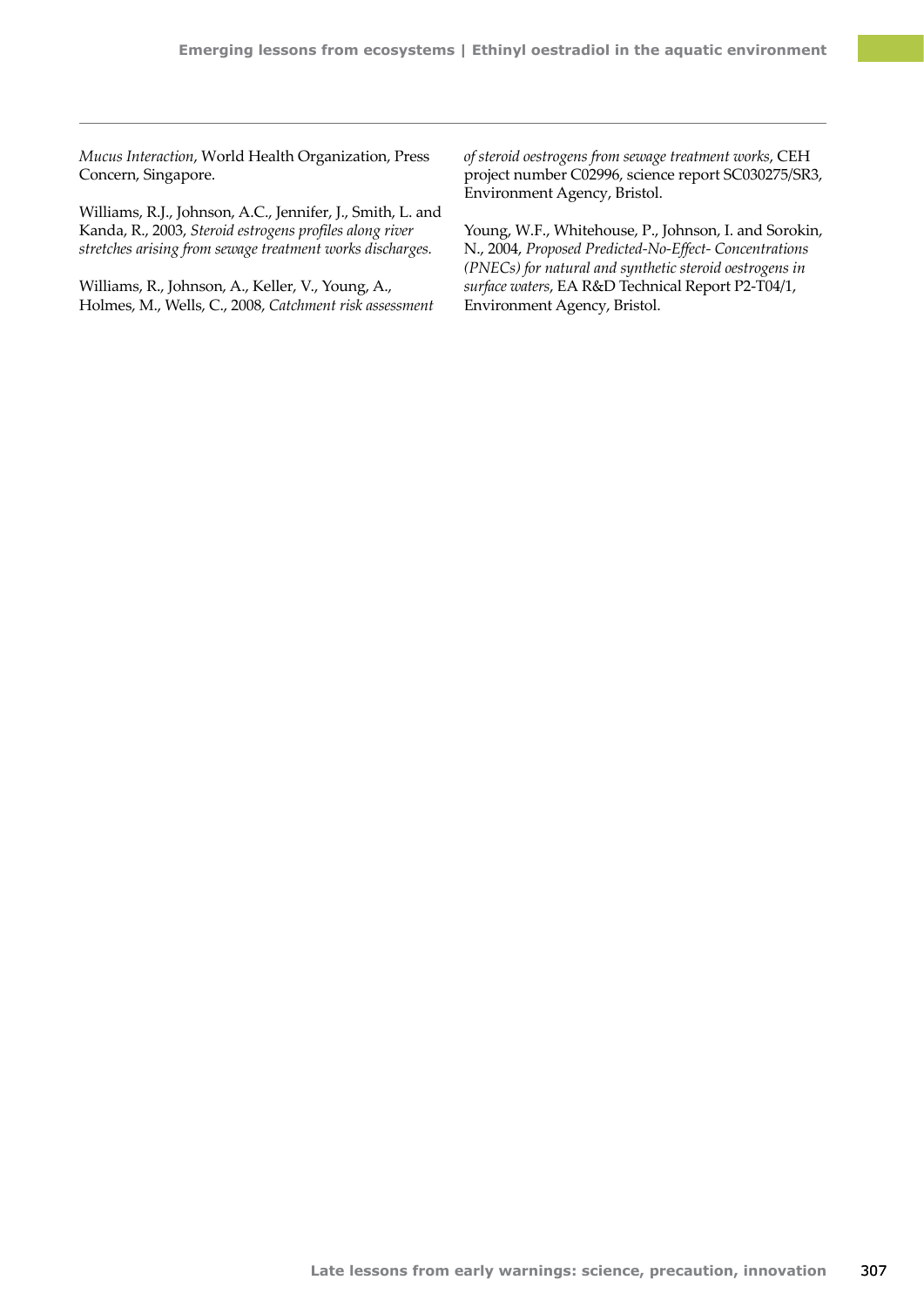*Mucus Interaction*, World Health Organization, Press Concern, Singapore.

Williams, R.J., Johnson, A.C., Jennifer, J., Smith, L. and Kanda, R., 2003, *Steroid estrogens profiles along river stretches arising from sewage treatment works discharges.*

Williams, R., Johnson, A., Keller, V., Young, A., Holmes, M., Wells, C., 2008, *Catchment risk assessment of steroid oestrogens from sewage treatment works*, CEH project number C02996, science report SC030275/SR3, Environment Agency, Bristol.

Young, W.F., Whitehouse, P., Johnson, I. and Sorokin, N., 2004, *Proposed Predicted-No-Effect- Concentrations (PNECs) for natural and synthetic steroid oestrogens in surface waters*, EA R&D Technical Report P2-T04/1, Environment Agency, Bristol.